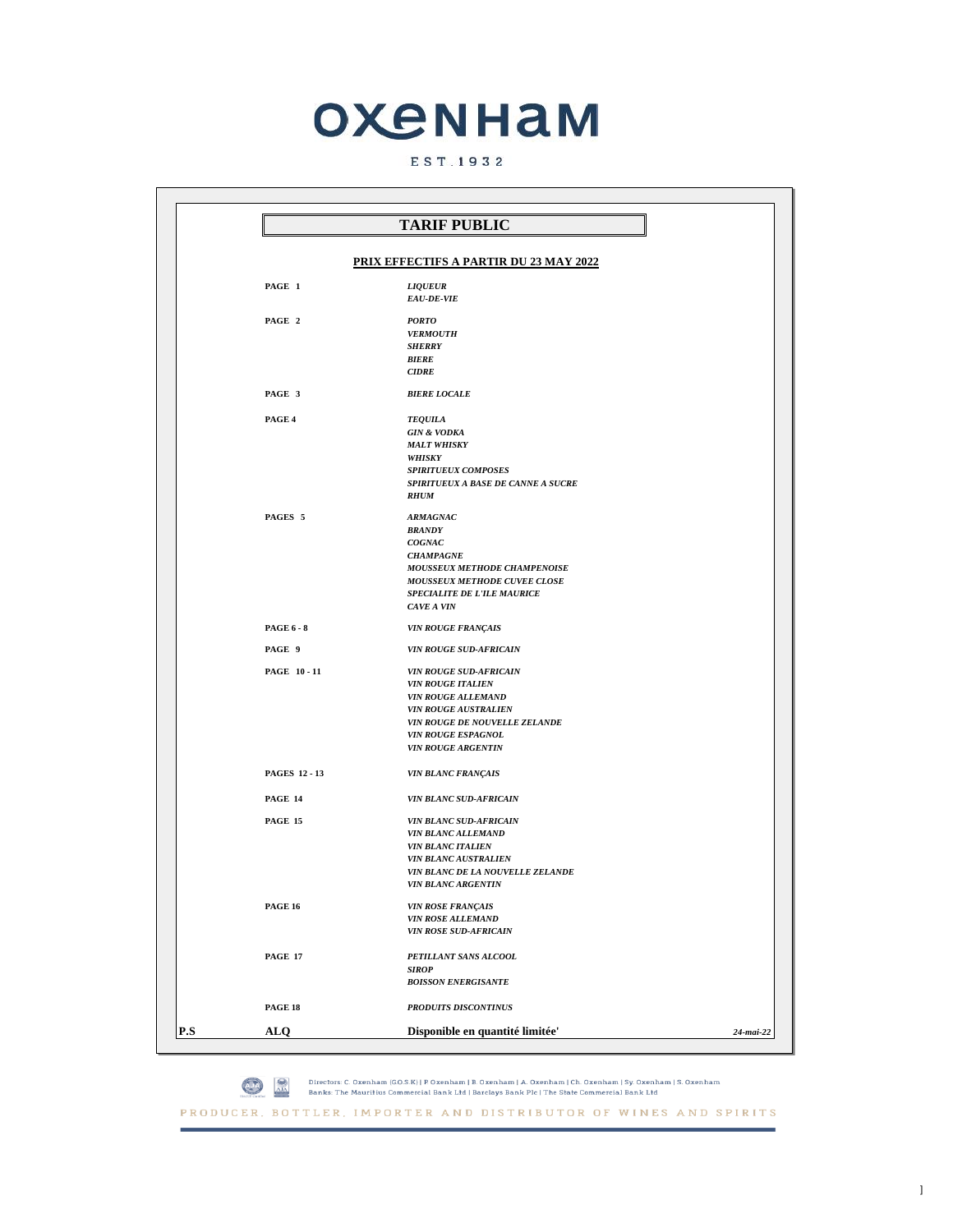# OXENHAM

EST.1932

## TARIF PUBLIC

**PRIX EFFECTIFS A PARTIR DU 23 MAY 2022**

| | |
|---|---|
| **PAGE 1** | ***LIQUEUR*** <br> ***EAU-DE-VIE*** |
| **PAGE 2** | ***PORTO*** <br> ***VERMOUTH*** <br> ***SHERRY*** <br> ***BIERE*** <br> ***CIDRE*** |
| **PAGE 3** | ***BIERE LOCALE*** |
| **PAGE 4** | ***TEQUILA*** <br> ***GIN & VODKA*** <br> ***MALT WHISKY*** <br> ***WHISKY*** <br> ***SPIRITUEUX COMPOSES*** <br> ***SPIRITUEUX A BASE DE CANNE A SUCRE*** <br> ***RHUM*** |
| **PAGES 5** | ***ARMAGNAC*** <br> ***BRANDY*** <br> ***COGNAC*** <br> ***CHAMPAGNE*** <br> ***MOUSSEUX METHODE CHAMPENOISE*** <br> ***MOUSSEUX METHODE CUVEE CLOSE*** <br> ***SPECIALITE DE L'ILE MAURICE*** <br> ***CAVE A VIN*** |
| **PAGE 6 - 8** | ***VIN ROUGE FRANÇAIS*** |
| **PAGE 9** | ***VIN ROUGE SUD-AFRICAIN*** |
| **PAGE 10 - 11** | ***VIN ROUGE SUD-AFRICAIN*** <br> ***VIN ROUGE ITALIEN*** <br> ***VIN ROUGE ALLEMAND*** <br> ***VIN ROUGE AUSTRALIEN*** <br> ***VIN ROUGE DE NOUVELLE ZELANDE*** <br> ***VIN ROUGE ESPAGNOL*** <br> ***VIN ROUGE ARGENTIN*** |
| **PAGES 12 - 13** | ***VIN BLANC FRANÇAIS*** |
| **PAGE 14** | ***VIN BLANC SUD-AFRICAIN*** |
| **PAGE 15** | ***VIN BLANC SUD-AFRICAIN*** <br> ***VIN BLANC ALLEMAND*** <br> ***VIN BLANC ITALIEN*** <br> ***VIN BLANC AUSTRALIEN*** <br> ***VIN BLANC DE LA NOUVELLE ZELANDE*** <br> ***VIN BLANC ARGENTIN*** |
| **PAGE 16** | ***VIN ROSE FRANÇAIS*** <br> ***VIN ROSE ALLEMAND*** <br> ***VIN ROSE SUD-AFRICAIN*** |
| **PAGE 17** | ***PETILLANT SANS ALCOOL*** <br> ***SIROP*** <br> ***BOISSON ENERGISANTE*** |
| **PAGE 18** | ***PRODUITS DISCONTINUS*** |

**P.S** **ALQ** **Disponible en quantité limitée'** ***24-mai-22***

Directors: C. Oxenham (G.O.S.K) | P. Oxenham | B. Oxenham | A. Oxenham | Ch. Oxenham | Sy. Oxenham | S. Oxenham
Banks: The Mauritius Commercial Bank Ltd | Barclays Bank Plc | The State Commercial Bank Ltd

PRODUCER, BOTTLER, IMPORTER AND DISTRIBUTOR OF WINES AND SPIRITS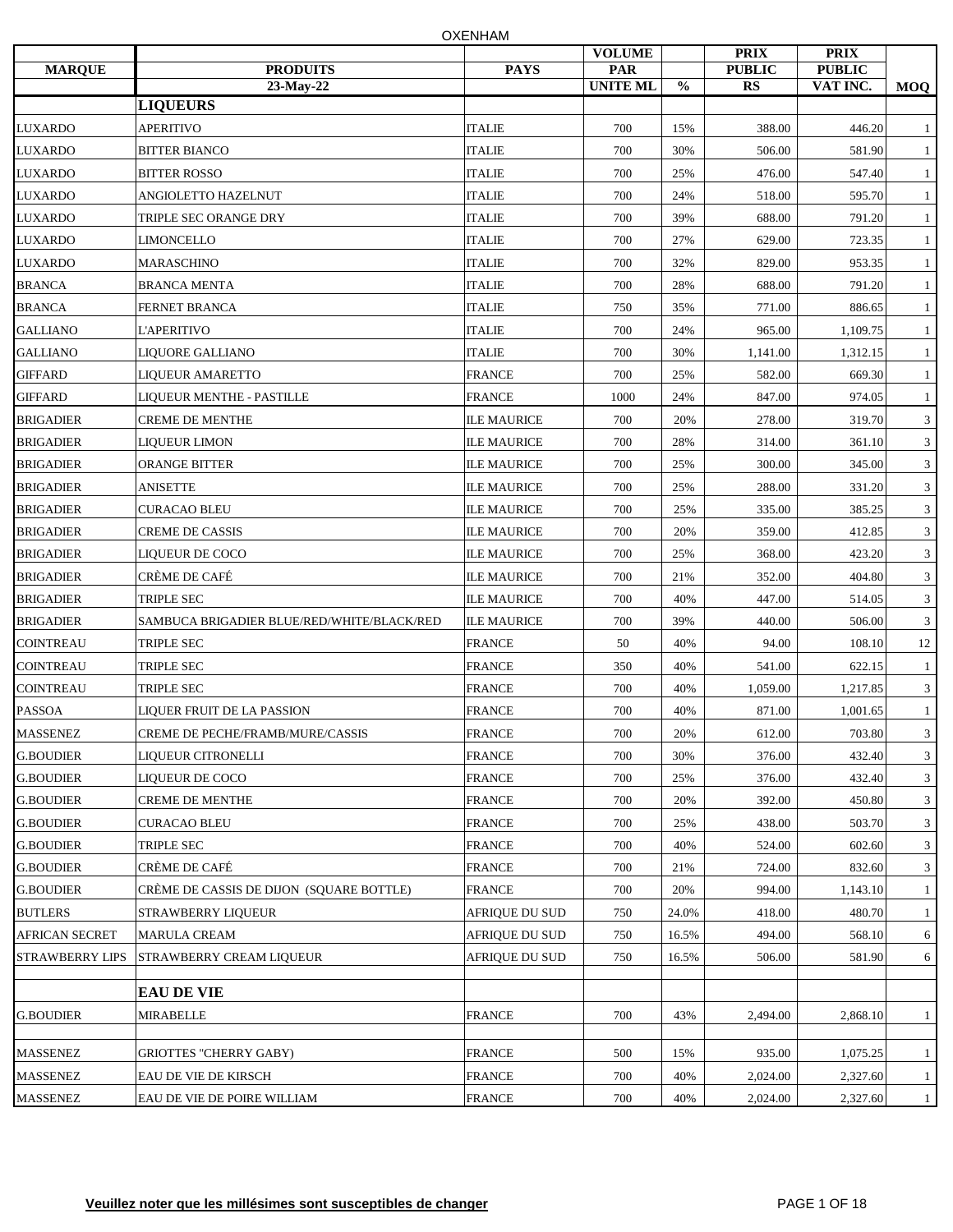OXENHAM

| MARQUE | PRODUITS 23-May-22 | PAYS | VOLUME PAR UNITE ML | % | PRIX PUBLIC RS | PRIX PUBLIC VAT INC. | MOQ |
|---|---|---|---|---|---|---|---|
| | **LIQUEURS** | | | | | | |
| LUXARDO | APERITIVO | ITALIE | 700 | 15% | 388.00 | 446.20 | 1 |
| LUXARDO | BITTER BIANCO | ITALIE | 700 | 30% | 506.00 | 581.90 | 1 |
| LUXARDO | BITTER ROSSO | ITALIE | 700 | 25% | 476.00 | 547.40 | 1 |
| LUXARDO | ANGIOLETTO HAZELNUT | ITALIE | 700 | 24% | 518.00 | 595.70 | 1 |
| LUXARDO | TRIPLE SEC ORANGE DRY | ITALIE | 700 | 39% | 688.00 | 791.20 | 1 |
| LUXARDO | LIMONCELLO | ITALIE | 700 | 27% | 629.00 | 723.35 | 1 |
| LUXARDO | MARASCHINO | ITALIE | 700 | 32% | 829.00 | 953.35 | 1 |
| BRANCA | BRANCA MENTA | ITALIE | 700 | 28% | 688.00 | 791.20 | 1 |
| BRANCA | FERNET BRANCA | ITALIE | 750 | 35% | 771.00 | 886.65 | 1 |
| GALLIANO | L'APERITIVO | ITALIE | 700 | 24% | 965.00 | 1,109.75 | 1 |
| GALLIANO | LIQUORE GALLIANO | ITALIE | 700 | 30% | 1,141.00 | 1,312.15 | 1 |
| GIFFARD | LIQUEUR AMARETTO | FRANCE | 700 | 25% | 582.00 | 669.30 | 1 |
| GIFFARD | LIQUEUR MENTHE - PASTILLE | FRANCE | 1000 | 24% | 847.00 | 974.05 | 1 |
| BRIGADIER | CREME DE MENTHE | ILE MAURICE | 700 | 20% | 278.00 | 319.70 | 3 |
| BRIGADIER | LIQUEUR LIMON | ILE MAURICE | 700 | 28% | 314.00 | 361.10 | 3 |
| BRIGADIER | ORANGE BITTER | ILE MAURICE | 700 | 25% | 300.00 | 345.00 | 3 |
| BRIGADIER | ANISETTE | ILE MAURICE | 700 | 25% | 288.00 | 331.20 | 3 |
| BRIGADIER | CURACAO BLEU | ILE MAURICE | 700 | 25% | 335.00 | 385.25 | 3 |
| BRIGADIER | CREME DE CASSIS | ILE MAURICE | 700 | 20% | 359.00 | 412.85 | 3 |
| BRIGADIER | LIQUEUR DE COCO | ILE MAURICE | 700 | 25% | 368.00 | 423.20 | 3 |
| BRIGADIER | CRÈME DE CAFÉ | ILE MAURICE | 700 | 21% | 352.00 | 404.80 | 3 |
| BRIGADIER | TRIPLE SEC | ILE MAURICE | 700 | 40% | 447.00 | 514.05 | 3 |
| BRIGADIER | SAMBUCA BRIGADIER BLUE/RED/WHITE/BLACK/RED | ILE MAURICE | 700 | 39% | 440.00 | 506.00 | 3 |
| COINTREAU | TRIPLE SEC | FRANCE | 50 | 40% | 94.00 | 108.10 | 12 |
| COINTREAU | TRIPLE SEC | FRANCE | 350 | 40% | 541.00 | 622.15 | 1 |
| COINTREAU | TRIPLE SEC | FRANCE | 700 | 40% | 1,059.00 | 1,217.85 | 3 |
| PASSOA | LIQUER FRUIT DE LA PASSION | FRANCE | 700 | 40% | 871.00 | 1,001.65 | 1 |
| MASSENEZ | CREME DE PECHE/FRAMB/MURE/CASSIS | FRANCE | 700 | 20% | 612.00 | 703.80 | 3 |
| G.BOUDIER | LIQUEUR CITRONELLI | FRANCE | 700 | 30% | 376.00 | 432.40 | 3 |
| G.BOUDIER | LIQUEUR DE COCO | FRANCE | 700 | 25% | 376.00 | 432.40 | 3 |
| G.BOUDIER | CREME DE MENTHE | FRANCE | 700 | 20% | 392.00 | 450.80 | 3 |
| G.BOUDIER | CURACAO BLEU | FRANCE | 700 | 25% | 438.00 | 503.70 | 3 |
| G.BOUDIER | TRIPLE SEC | FRANCE | 700 | 40% | 524.00 | 602.60 | 3 |
| G.BOUDIER | CRÈME DE CAFÉ | FRANCE | 700 | 21% | 724.00 | 832.60 | 3 |
| G.BOUDIER | CRÈME DE CASSIS DE DIJON (SQUARE BOTTLE) | FRANCE | 700 | 20% | 994.00 | 1,143.10 | 1 |
| BUTLERS | STRAWBERRY LIQUEUR | AFRIQUE DU SUD | 750 | 24.0% | 418.00 | 480.70 | 1 |
| AFRICAN SECRET | MARULA CREAM | AFRIQUE DU SUD | 750 | 16.5% | 494.00 | 568.10 | 6 |
| STRAWBERRY LIPS | STRAWBERRY CREAM LIQUEUR | AFRIQUE DU SUD | 750 | 16.5% | 506.00 | 581.90 | 6 |
| | | | | | | | |
| | **EAU DE VIE** | | | | | | |
| G.BOUDIER | MIRABELLE | FRANCE | 700 | 43% | 2,494.00 | 2,868.10 | 1 |
| | | | | | | | |
| MASSENEZ | GRIOTTES "CHERRY GABY) | FRANCE | 500 | 15% | 935.00 | 1,075.25 | 1 |
| MASSENEZ | EAU DE VIE DE KIRSCH | FRANCE | 700 | 40% | 2,024.00 | 2,327.60 | 1 |
| MASSENEZ | EAU DE VIE DE POIRE WILLIAM | FRANCE | 700 | 40% | 2,024.00 | 2,327.60 | 1 |

**Veuillez noter que les millésimes sont susceptibles de changer**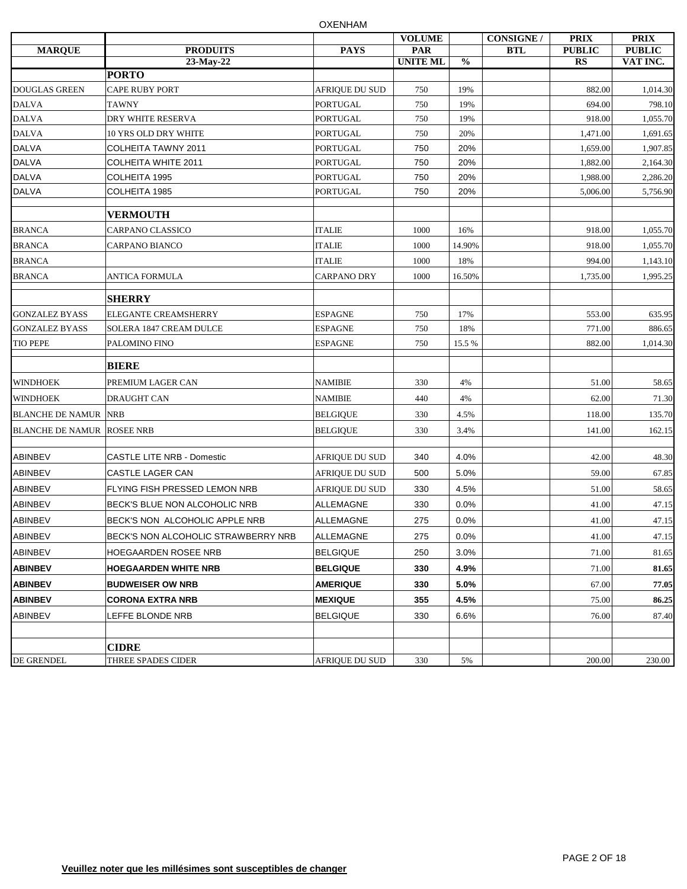OXENHAM

| MARQUE | PRODUITS | PAYS | VOLUME PAR UNITE ML | % | CONSIGNE / BTL | PRIX PUBLIC RS | PRIX PUBLIC VAT INC. |
|---|---|---|---|---|---|---|---|
| | 23-May-22 | | | | | | |
| | **PORTO** | | | | | | |
| DOUGLAS GREEN | CAPE RUBY PORT | AFRIQUE DU SUD | 750 | 19% | | 882.00 | 1,014.30 |
| DALVA | TAWNY | PORTUGAL | 750 | 19% | | 694.00 | 798.10 |
| DALVA | DRY WHITE RESERVA | PORTUGAL | 750 | 19% | | 918.00 | 1,055.70 |
| DALVA | 10 YRS OLD DRY WHITE | PORTUGAL | 750 | 20% | | 1,471.00 | 1,691.65 |
| DALVA | COLHEITA TAWNY 2011 | PORTUGAL | 750 | 20% | | 1,659.00 | 1,907.85 |
| DALVA | COLHEITA WHITE 2011 | PORTUGAL | 750 | 20% | | 1,882.00 | 2,164.30 |
| DALVA | COLHEITA 1995 | PORTUGAL | 750 | 20% | | 1,988.00 | 2,286.20 |
| DALVA | COLHEITA 1985 | PORTUGAL | 750 | 20% | | 5,006.00 | 5,756.90 |
| | | | | | | | |
| | **VERMOUTH** | | | | | | |
| BRANCA | CARPANO CLASSICO | ITALIE | 1000 | 16% | | 918.00 | 1,055.70 |
| BRANCA | CARPANO BIANCO | ITALIE | 1000 | 14.90% | | 918.00 | 1,055.70 |
| BRANCA | | ITALIE | 1000 | 18% | | 994.00 | 1,143.10 |
| BRANCA | ANTICA FORMULA | CARPANO DRY | 1000 | 16.50% | | 1,735.00 | 1,995.25 |
| | | | | | | | |
| | **SHERRY** | | | | | | |
| GONZALEZ BYASS | ELEGANTE CREAMSHERRY | ESPAGNE | 750 | 17% | | 553.00 | 635.95 |
| GONZALEZ BYASS | SOLERA 1847 CREAM DULCE | ESPAGNE | 750 | 18% | | 771.00 | 886.65 |
| TIO PEPE | PALOMINO FINO | ESPAGNE | 750 | 15.5 % | | 882.00 | 1,014.30 |
| | | | | | | | |
| | **BIERE** | | | | | | |
| WINDHOEK | PREMIUM LAGER CAN | NAMIBIE | 330 | 4% | | 51.00 | 58.65 |
| WINDHOEK | DRAUGHT CAN | NAMIBIE | 440 | 4% | | 62.00 | 71.30 |
| BLANCHE DE NAMUR | NRB | BELGIQUE | 330 | 4.5% | | 118.00 | 135.70 |
| BLANCHE DE NAMUR | ROSEE NRB | BELGIQUE | 330 | 3.4% | | 141.00 | 162.15 |
| | | | | | | | |
| ABINBEV | CASTLE LITE NRB - Domestic | AFRIQUE DU SUD | 340 | 4.0% | | 42.00 | 48.30 |
| ABINBEV | CASTLE LAGER CAN | AFRIQUE DU SUD | 500 | 5.0% | | 59.00 | 67.85 |
| ABINBEV | FLYING FISH PRESSED LEMON NRB | AFRIQUE DU SUD | 330 | 4.5% | | 51.00 | 58.65 |
| ABINBEV | BECK'S BLUE NON ALCOHOLIC NRB | ALLEMAGNE | 330 | 0.0% | | 41.00 | 47.15 |
| ABINBEV | BECK'S NON ALCOHOLIC APPLE NRB | ALLEMAGNE | 275 | 0.0% | | 41.00 | 47.15 |
| ABINBEV | BECK'S NON ALCOHOLIC STRAWBERRY NRB | ALLEMAGNE | 275 | 0.0% | | 41.00 | 47.15 |
| ABINBEV | HOEGAARDEN ROSEE NRB | BELGIQUE | 250 | 3.0% | | 71.00 | 81.65 |
| **ABINBEV** | **HOEGAARDEN WHITE NRB** | **BELGIQUE** | **330** | **4.9%** | | 71.00 | **81.65** |
| **ABINBEV** | **BUDWEISER OW NRB** | **AMERIQUE** | **330** | **5.0%** | | 67.00 | **77.05** |
| **ABINBEV** | **CORONA EXTRA NRB** | **MEXIQUE** | **355** | **4.5%** | | 75.00 | **86.25** |
| ABINBEV | LEFFE BLONDE NRB | BELGIQUE | 330 | 6.6% | | 76.00 | 87.40 |
| | | | | | | | |
| | **CIDRE** | | | | | | |
| DE GRENDEL | THREE SPADES CIDER | AFRIQUE DU SUD | 330 | 5% | | 200.00 | 230.00 |

**Veuillez noter que les millésimes sont susceptibles de changer**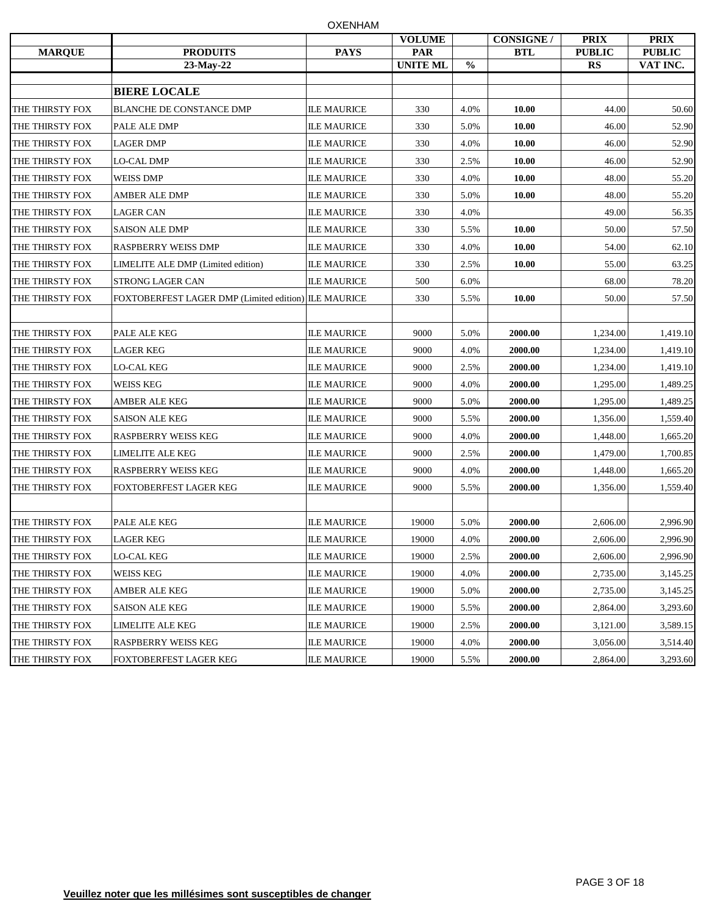OXENHAM

| MARQUE | PRODUITS<br>23-May-22 | PAYS | VOLUME PAR UNITE ML | % | CONSIGNE / BTL | PRIX PUBLIC RS | PRIX PUBLIC VAT INC. |
|---|---|---|---|---|---|---|---|
| | | | | | | | |
| | **BIERE LOCALE** | | | | | | |
| THE THIRSTY FOX | BLANCHE DE CONSTANCE DMP | ILE MAURICE | 330 | 4.0% | **10.00** | 44.00 | 50.60 |
| THE THIRSTY FOX | PALE ALE DMP | ILE MAURICE | 330 | 5.0% | **10.00** | 46.00 | 52.90 |
| THE THIRSTY FOX | LAGER DMP | ILE MAURICE | 330 | 4.0% | **10.00** | 46.00 | 52.90 |
| THE THIRSTY FOX | LO-CAL DMP | ILE MAURICE | 330 | 2.5% | **10.00** | 46.00 | 52.90 |
| THE THIRSTY FOX | WEISS DMP | ILE MAURICE | 330 | 4.0% | **10.00** | 48.00 | 55.20 |
| THE THIRSTY FOX | AMBER ALE DMP | ILE MAURICE | 330 | 5.0% | **10.00** | 48.00 | 55.20 |
| THE THIRSTY FOX | LAGER CAN | ILE MAURICE | 330 | 4.0% | | 49.00 | 56.35 |
| THE THIRSTY FOX | SAISON ALE DMP | ILE MAURICE | 330 | 5.5% | **10.00** | 50.00 | 57.50 |
| THE THIRSTY FOX | RASPBERRY WEISS DMP | ILE MAURICE | 330 | 4.0% | **10.00** | 54.00 | 62.10 |
| THE THIRSTY FOX | LIMELITE ALE DMP (Limited edition) | ILE MAURICE | 330 | 2.5% | **10.00** | 55.00 | 63.25 |
| THE THIRSTY FOX | STRONG LAGER CAN | ILE MAURICE | 500 | 6.0% | | 68.00 | 78.20 |
| THE THIRSTY FOX | FOXTOBERFEST LAGER DMP (Limited edition) | ILE MAURICE | 330 | 5.5% | **10.00** | 50.00 | 57.50 |
| | | | | | | | |
| THE THIRSTY FOX | PALE ALE KEG | ILE MAURICE | 9000 | 5.0% | **2000.00** | 1,234.00 | 1,419.10 |
| THE THIRSTY FOX | LAGER KEG | ILE MAURICE | 9000 | 4.0% | **2000.00** | 1,234.00 | 1,419.10 |
| THE THIRSTY FOX | LO-CAL KEG | ILE MAURICE | 9000 | 2.5% | **2000.00** | 1,234.00 | 1,419.10 |
| THE THIRSTY FOX | WEISS KEG | ILE MAURICE | 9000 | 4.0% | **2000.00** | 1,295.00 | 1,489.25 |
| THE THIRSTY FOX | AMBER ALE KEG | ILE MAURICE | 9000 | 5.0% | **2000.00** | 1,295.00 | 1,489.25 |
| THE THIRSTY FOX | SAISON ALE KEG | ILE MAURICE | 9000 | 5.5% | **2000.00** | 1,356.00 | 1,559.40 |
| THE THIRSTY FOX | RASPBERRY WEISS KEG | ILE MAURICE | 9000 | 4.0% | **2000.00** | 1,448.00 | 1,665.20 |
| THE THIRSTY FOX | LIMELITE ALE KEG | ILE MAURICE | 9000 | 2.5% | **2000.00** | 1,479.00 | 1,700.85 |
| THE THIRSTY FOX | RASPBERRY WEISS KEG | ILE MAURICE | 9000 | 4.0% | **2000.00** | 1,448.00 | 1,665.20 |
| THE THIRSTY FOX | FOXTOBERFEST LAGER KEG | ILE MAURICE | 9000 | 5.5% | **2000.00** | 1,356.00 | 1,559.40 |
| | | | | | | | |
| THE THIRSTY FOX | PALE ALE KEG | ILE MAURICE | 19000 | 5.0% | **2000.00** | 2,606.00 | 2,996.90 |
| THE THIRSTY FOX | LAGER KEG | ILE MAURICE | 19000 | 4.0% | **2000.00** | 2,606.00 | 2,996.90 |
| THE THIRSTY FOX | LO-CAL KEG | ILE MAURICE | 19000 | 2.5% | **2000.00** | 2,606.00 | 2,996.90 |
| THE THIRSTY FOX | WEISS KEG | ILE MAURICE | 19000 | 4.0% | **2000.00** | 2,735.00 | 3,145.25 |
| THE THIRSTY FOX | AMBER ALE KEG | ILE MAURICE | 19000 | 5.0% | **2000.00** | 2,735.00 | 3,145.25 |
| THE THIRSTY FOX | SAISON ALE KEG | ILE MAURICE | 19000 | 5.5% | **2000.00** | 2,864.00 | 3,293.60 |
| THE THIRSTY FOX | LIMELITE ALE KEG | ILE MAURICE | 19000 | 2.5% | **2000.00** | 3,121.00 | 3,589.15 |
| THE THIRSTY FOX | RASPBERRY WEISS KEG | ILE MAURICE | 19000 | 4.0% | **2000.00** | 3,056.00 | 3,514.40 |
| THE THIRSTY FOX | FOXTOBERFEST LAGER KEG | ILE MAURICE | 19000 | 5.5% | **2000.00** | 2,864.00 | 3,293.60 |

**Veuillez noter que les millésimes sont susceptibles de changer**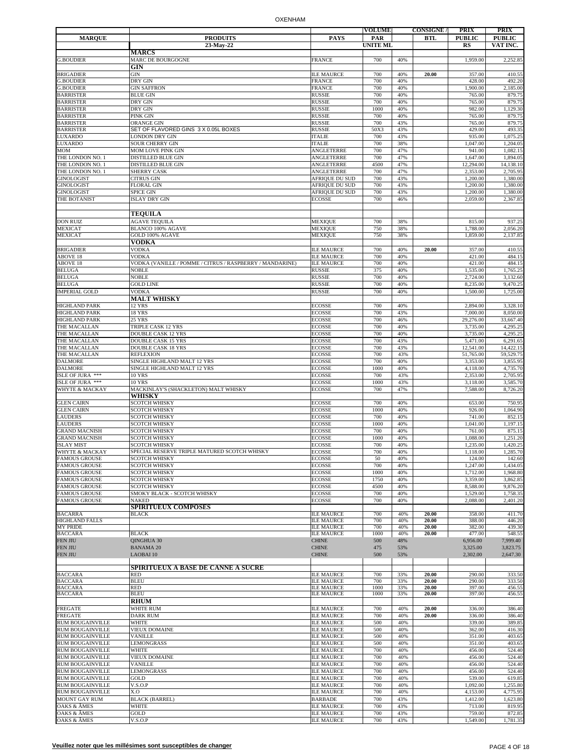| MARQUE | PRODUITS | PAYS | VOLUME PAR UNITE ML | | CONSIGNE / BTL | PRIX PUBLIC RS | PRIX PUBLIC VAT INC. |
|---|---|---|---|---|---|---|---|
| | 23-May-22 | | | | | | |
| | **MARCS** | | | | | | |
| G.BOUDIER | MARC DE BOURGOGNE | FRANCE | 700 | 40% | | 1,959.00 | 2,252.85 |
| | **GIN** | | | | | | |
| BRIGADIER | GIN | ILE MAURCE | 700 | 40% | **20.00** | 357.00 | 410.55 |
| G.BOUDIER | DRY GIN | FRANCE | 700 | 40% | | 428.00 | 492.20 |
| G.BOUDIER | GIN SAFFRON | FRANCE | 700 | 40% | | 1,900.00 | 2,185.00 |
| BARRISTER | BLUE GIN | RUSSIE | 700 | 40% | | 765.00 | 879.75 |
| BARRISTER | DRY GIN | RUSSIE | 700 | 40% | | 765.00 | 879.75 |
| BARRISTER | DRY GIN | RUSSIE | 1000 | 40% | | 982.00 | 1,129.30 |
| BARRISTER | PINK GIN | RUSSIE | 700 | 40% | | 765.00 | 879.75 |
| BARRISTER | ORANGE GIN | RUSSIE | 700 | 43% | | 765.00 | 879.75 |
| BARRISTER | SET OF FLAVORED GINS 3 X 0.05L BOXES | RUSSIE | 50X3 | 43% | | 429.00 | 493.35 |
| LUXARDO | LONDON DRY GIN | ITALIE | 700 | 43% | | 935.00 | 1,075.25 |
| LUXARDO | SOUR CHERRY GIN | ITALIE | 700 | 38% | | 1,047.00 | 1,204.05 |
| MOM | MOM LOVE PINK GIN | ANGLETERRE | 700 | 47% | | 941.00 | 1,082.15 |
| THE LONDON NO. 1 | DISTILLED BLUE GIN | ANGLETERRE | 700 | 47% | | 1,647.00 | 1,894.05 |
| THE LONDON NO. 1 | DISTILLED BLUE GIN | ANGLETERRE | 4500 | 47% | | 12,294.00 | 14,138.10 |
| THE LONDON NO. 1 | SHERRY CASK | ANGLETERRE | 700 | 47% | | 2,353.00 | 2,705.95 |
| GINOLOGIST | CITRUS GIN | AFRIQUE DU SUD | 700 | 43% | | 1,200.00 | 1,380.00 |
| GINOLOGIST | FLORAL GIN | AFRIQUE DU SUD | 700 | 43% | | 1,200.00 | 1,380.00 |
| GINOLOGIST | SPICE GIN | AFRIQUE DU SUD | 700 | 43% | | 1,200.00 | 1,380.00 |
| THE BOTANIST | ISLAY DRY GIN | ECOSSE | 700 | 46% | | 2,059.00 | 2,367.85 |
| | **TEQUILA** | | | | | | |
| DON RUIZ | AGAVE TEQUILA | MEXIQUE | 700 | 38% | | 815.00 | 937.25 |
| MEXICAT | BLANCO 100% AGAVE | MEXIQUE | 750 | 38% | | 1,788.00 | 2,056.20 |
| MEXICAT | GOLD 100% AGAVE | MEXIQUE | 750 | 38% | | 1,859.00 | 2,137.85 |
| | **VODKA** | | | | | | |
| BRIGADIER | VODKA | ILE MAURCE | 700 | 40% | **20.00** | 357.00 | 410.55 |
| ABOVE 18 | VODKA | ILE MAURCE | 700 | 40% | | 421.00 | 484.15 |
| ABOVE 18 | VODKA (VANILLE / POMME / CITRUS / RASPBERRY / MANDARINE) | ILE MAURCE | 700 | 40% | | 421.00 | 484.15 |
| BELUGA | NOBLE | RUSSIE | 375 | 40% | | 1,535.00 | 1,765.25 |
| BELUGA | NOBLE | RUSSIE | 700 | 40% | | 2,724.00 | 3,132.60 |
| BELUGA | GOLD LINE | RUSSIE | 700 | 40% | | 8,235.00 | 9,470.25 |
| IMPERIAL GOLD | VODKA | RUSSIE | 700 | 40% | | 1,500.00 | 1,725.00 |
| | **MALT WHISKY** | | | | | | |
| HIGHLAND PARK | 12 YRS | ECOSSE | 700 | 40% | | 2,894.00 | 3,328.10 |
| HIGHLAND PARK | 18 YRS | ECOSSE | 700 | 43% | | 7,000.00 | 8,050.00 |
| HIGHLAND PARK | 25 YRS | ECOSSE | 700 | 46% | | 29,276.00 | 33,667.40 |
| THE MACALLAN | TRIPLE CASK 12 YRS | ECOSSE | 700 | 40% | | 3,735.00 | 4,295.25 |
| THE MACALLAN | DOUBLE CASK 12 YRS | ECOSSE | 700 | 40% | | 3,735.00 | 4,295.25 |
| THE MACALLAN | DOUBLE CASK 15 YRS | ECOSSE | 700 | 43% | | 5,471.00 | 6,291.65 |
| THE MACALLAN | DOUBLE CASK 18 YRS | ECOSSE | 700 | 43% | | 12,541.00 | 14,422.15 |
| THE MACALLAN | REFLEXION | ECOSSE | 700 | 43% | | 51,765.00 | 59,529.75 |
| DALMORE | SINGLE HIGHLAND MALT 12 YRS | ECOSSE | 700 | 40% | | 3,353.00 | 3,855.95 |
| DALMORE | SINGLE HIGHLAND MALT 12 YRS | ECOSSE | 1000 | 40% | | 4,118.00 | 4,735.70 |
| ISLE OF JURA *** | 10 YRS | ECOSSE | 700 | 43% | | 2,353.00 | 2,705.95 |
| ISLE OF JURA *** | 10 YRS | ECOSSE | 1000 | 43% | | 3,118.00 | 3,585.70 |
| WHYTE & MACKAY | MACKINLAY'S (SHACKLETON) MALT WHISKY | ECOSSE | 700 | 47% | | 7,588.00 | 8,726.20 |
| | **WHISKY** | | | | | | |
| GLEN CAIRN | SCOTCH WHISKY | ECOSSE | 700 | 40% | | 653.00 | 750.95 |
| GLEN CAIRN | SCOTCH WHISKY | ECOSSE | 1000 | 40% | | 926.00 | 1,064.90 |
| LAUDERS | SCOTCH WHISKY | ECOSSE | 700 | 40% | | 741.00 | 852.15 |
| LAUDERS | SCOTCH WHISKY | ECOSSE | 1000 | 40% | | 1,041.00 | 1,197.15 |
| GRAND MACNISH | SCOTCH WHISKY | ECOSSE | 700 | 40% | | 761.00 | 875.15 |
| GRAND MACNISH | SCOTCH WHISKY | ECOSSE | 1000 | 40% | | 1,088.00 | 1,251.20 |
| ISLAY MIST | SCOTCH WHISKY | ECOSSE | 700 | 40% | | 1,235.00 | 1,420.25 |
| WHYTE & MACKAY | SPECIAL RESERVE TRIPLE MATURED SCOTCH WHISKY | ECOSSE | 700 | 40% | | 1,118.00 | 1,285.70 |
| FAMOUS GROUSE | SCOTCH WHISKY | ECOSSE | 50 | 40% | | 124.00 | 142.60 |
| FAMOUS GROUSE | SCOTCH WHISKY | ECOSSE | 700 | 40% | | 1,247.00 | 1,434.05 |
| FAMOUS GROUSE | SCOTCH WHISKY | ECOSSE | 1000 | 40% | | 1,712.00 | 1,968.80 |
| FAMOUS GROUSE | SCOTCH WHISKY | ECOSSE | 1750 | 40% | | 3,359.00 | 3,862.85 |
| FAMOUS GROUSE | SCOTCH WHISKY | ECOSSE | 4500 | 40% | | 8,588.00 | 9,876.20 |
| FAMOUS GROUSE | SMOKY BLACK - SCOTCH WHISKY | ECOSSE | 700 | 40% | | 1,529.00 | 1,758.35 |
| FAMOUS GROUSE | NAKED | ECOSSE | 700 | 40% | | 2,088.00 | 2,401.20 |
| | **SPIRITUEUX COMPOSES** | | | | | | |
| BACARRA | BLACK | ILE MAURCE | 700 | 40% | **20.00** | 358.00 | 411.70 |
| HIGHLAND FALLS | | ILE MAURCE | 700 | 40% | **20.00** | 388.00 | 446.20 |
| MY PRIDE | | ILE MAURCE | 700 | 40% | **20.00** | 382.00 | 439.30 |
| BACCARA | BLACK | ILE MAURCE | 1000 | 40% | **20.00** | 477.00 | 548.55 |
| FEN JIU | QINGHUA 30 | CHINE | 500 | 48% | | 6,956.00 | 7,999.40 |
| FEN JIU | BANAMA 20 | CHINE | 475 | 53% | | 3,325.00 | 3,823.75 |
| FEN JIU | LAOBAI 10 | CHINE | 500 | 53% | | 2,302.00 | 2,647.30 |
| | **SPIRITUEUX A BASE DE CANNE A SUCRE** | | | | | | |
| BACCARA | RED | ILE MAURCE | 700 | 33% | **20.00** | 290.00 | 333.50 |
| BACCARA | BLEU | ILE MAURCE | 700 | 33% | **20.00** | 290.00 | 333.50 |
| BACCARA | RED | ILE MAURCE | 1000 | 33% | **20.00** | 397.00 | 456.55 |
| BACCARA | BLEU | ILE MAURCE | 1000 | 33% | **20.00** | 397.00 | 456.55 |
| | **RHUM** | | | | | | |
| FREGATE | WHITE RUM | ILE MAURCE | 700 | 40% | **20.00** | 336.00 | 386.40 |
| FREGATE | DARK RUM | ILE MAURCE | 700 | 40% | **20.00** | 336.00 | 386.40 |
| RUM BOUGAINVILLE | WHITE | ILE MAURCE | 500 | 40% | | 339.00 | 389.85 |
| RUM BOUGAINVILLE | VIEUX DOMAINE | ILE MAURCE | 500 | 40% | | 362.00 | 416.30 |
| RUM BOUGAINVILLE | VANILLE | ILE MAURCE | 500 | 40% | | 351.00 | 403.65 |
| RUM BOUGAINVILLE | LEMONGRASS | ILE MAURCE | 500 | 40% | | 351.00 | 403.65 |
| RUM BOUGAINVILLE | WHITE | ILE MAURCE | 700 | 40% | | 456.00 | 524.40 |
| RUM BOUGAINVILLE | VIEUX DOMAINE | ILE MAURCE | 700 | 40% | | 456.00 | 524.40 |
| RUM BOUGAINVILLE | VANILLE | ILE MAURCE | 700 | 40% | | 456.00 | 524.40 |
| RUM BOUGAINVILLE | LEMONGRASS | ILE MAURCE | 700 | 40% | | 456.00 | 524.40 |
| RUM BOUGAINVILLE | GOLD | ILE MAURCE | 700 | 40% | | 539.00 | 619.85 |
| RUM BOUGAINVILLE | V.S.O.P | ILE MAURCE | 700 | 40% | | 1,092.00 | 1,255.80 |
| RUM BOUGAINVILLE | X.O | ILE MAURCE | 700 | 40% | | 4,153.00 | 4,775.95 |
| MOUNT GAY RUM | BLACK (BARREL) | BARBADE | 700 | 43% | | 1,412.00 | 1,623.80 |
| OAKS & ÂMES | WHITE | ILE MAURCE | 700 | 43% | | 713.00 | 819.95 |
| OAKS & ÂMES | GOLD | ILE MAURCE | 700 | 43% | | 759.00 | 872.85 |
| OAKS & ÂMES | V.S.O.P | ILE MAURCE | 700 | 43% | | 1,549.00 | 1,781.35 |

**Veuillez noter que les millésimes sont susceptibles de changer**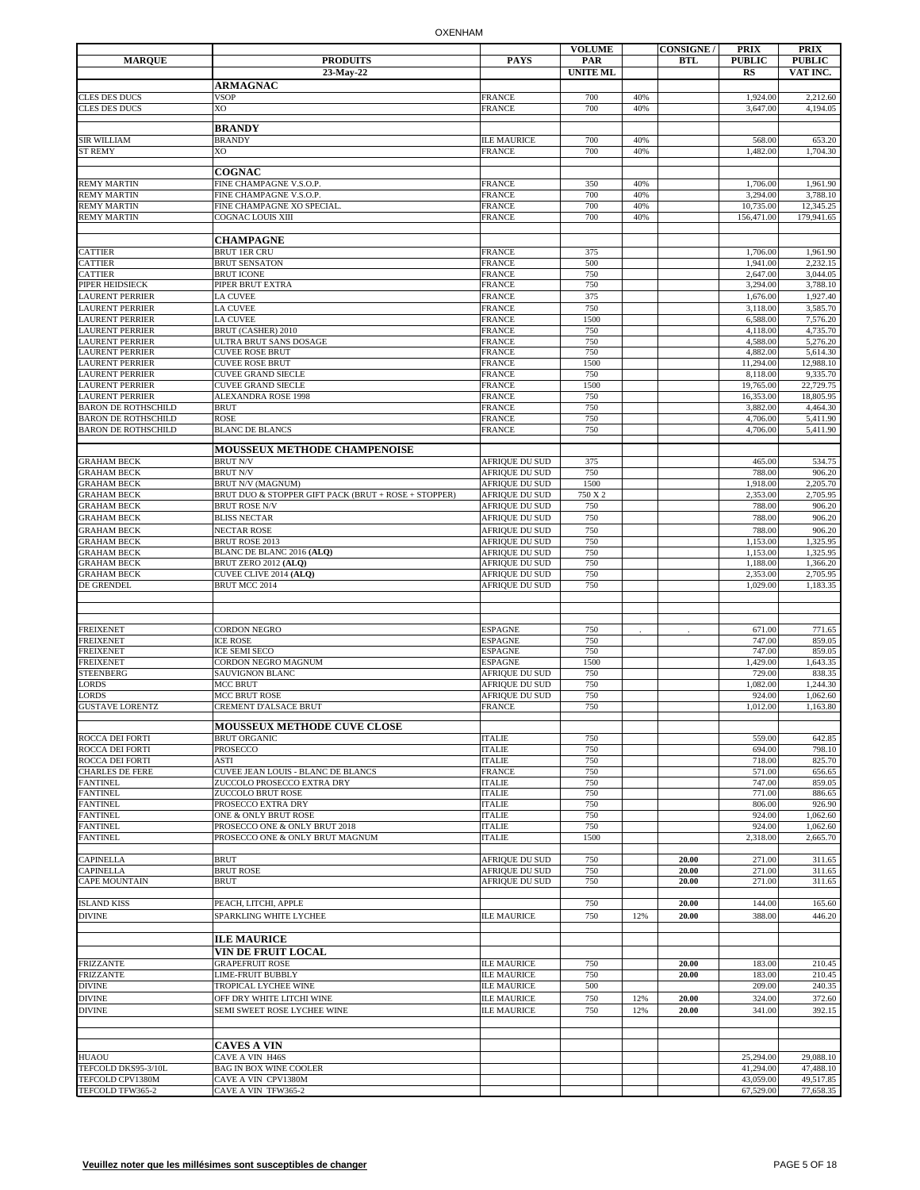| MARQUE | PRODUITS | PAYS | VOLUME PAR UNITE ML | | CONSIGNE / BTL | PRIX PUBLIC RS | PRIX PUBLIC VAT INC. |
|---|---|---|---|---|---|---|---|
| | 23-May-22 | | | | | | |
| | **ARMAGNAC** | | | | | | |
| CLES DES DUCS | VSOP | FRANCE | 700 | 40% | | 1,924.00 | 2,212.60 |
| CLES DES DUCS | XO | FRANCE | 700 | 40% | | 3,647.00 | 4,194.05 |
| | **BRANDY** | | | | | | |
| SIR WILLIAM | BRANDY | ILE MAURICE | 700 | 40% | | 568.00 | 653.20 |
| ST REMY | XO | FRANCE | 700 | 40% | | 1,482.00 | 1,704.30 |
| | **COGNAC** | | | | | | |
| REMY MARTIN | FINE CHAMPAGNE V.S.O.P. | FRANCE | 350 | 40% | | 1,706.00 | 1,961.90 |
| REMY MARTIN | FINE CHAMPAGNE V.S.O.P. | FRANCE | 700 | 40% | | 3,294.00 | 3,788.10 |
| REMY MARTIN | FINE CHAMPAGNE XO SPECIAL. | FRANCE | 700 | 40% | | 10,735.00 | 12,345.25 |
| REMY MARTIN | COGNAC LOUIS XIII | FRANCE | 700 | 40% | | 156,471.00 | 179,941.65 |
| | **CHAMPAGNE** | | | | | | |
| CATTIER | BRUT 1ER CRU | FRANCE | 375 | | | 1,706.00 | 1,961.90 |
| CATTIER | BRUT SENSATON | FRANCE | 500 | | | 1,941.00 | 2,232.15 |
| CATTIER | BRUT ICONE | FRANCE | 750 | | | 2,647.00 | 3,044.05 |
| PIPER HEIDSIECK | PIPER BRUT EXTRA | FRANCE | 750 | | | 3,294.00 | 3,788.10 |
| LAURENT PERRIER | LA CUVEE | FRANCE | 375 | | | 1,676.00 | 1,927.40 |
| LAURENT PERRIER | LA CUVEE | FRANCE | 750 | | | 3,118.00 | 3,585.70 |
| LAURENT PERRIER | LA CUVEE | FRANCE | 1500 | | | 6,588.00 | 7,576.20 |
| LAURENT PERRIER | BRUT (CASHER) 2010 | FRANCE | 750 | | | 4,118.00 | 4,735.70 |
| LAURENT PERRIER | ULTRA BRUT SANS DOSAGE | FRANCE | 750 | | | 4,588.00 | 5,276.20 |
| LAURENT PERRIER | CUVEE ROSE BRUT | FRANCE | 750 | | | 4,882.00 | 5,614.30 |
| LAURENT PERRIER | CUVEE ROSE BRUT | FRANCE | 1500 | | | 11,294.00 | 12,988.10 |
| LAURENT PERRIER | CUVEE GRAND SIECLE | FRANCE | 750 | | | 8,118.00 | 9,335.70 |
| LAURENT PERRIER | CUVEE GRAND SIECLE | FRANCE | 1500 | | | 19,765.00 | 22,729.75 |
| LAURENT PERRIER | ALEXANDRA ROSE 1998 | FRANCE | 750 | | | 16,353.00 | 18,805.95 |
| BARON DE ROTHSCHILD | BRUT | FRANCE | 750 | | | 3,882.00 | 4,464.30 |
| BARON DE ROTHSCHILD | ROSE | FRANCE | 750 | | | 4,706.00 | 5,411.90 |
| BARON DE ROTHSCHILD | BLANC DE BLANCS | FRANCE | 750 | | | 4,706.00 | 5,411.90 |
| | **MOUSSEUX METHODE CHAMPENOISE** | | | | | | |
| GRAHAM BECK | BRUT N/V | AFRIQUE DU SUD | 375 | | | 465.00 | 534.75 |
| GRAHAM BECK | BRUT N/V | AFRIQUE DU SUD | 750 | | | 788.00 | 906.20 |
| GRAHAM BECK | BRUT N/V (MAGNUM) | AFRIQUE DU SUD | 1500 | | | 1,918.00 | 2,205.70 |
| GRAHAM BECK | BRUT DUO & STOPPER GIFT PACK (BRUT + ROSE + STOPPER) | AFRIQUE DU SUD | 750 X 2 | | | 2,353.00 | 2,705.95 |
| GRAHAM BECK | BRUT ROSE N/V | AFRIQUE DU SUD | 750 | | | 788.00 | 906.20 |
| GRAHAM BECK | BLISS NECTAR | AFRIQUE DU SUD | 750 | | | 788.00 | 906.20 |
| GRAHAM BECK | NECTAR ROSE | AFRIQUE DU SUD | 750 | | | 788.00 | 906.20 |
| GRAHAM BECK | BRUT ROSE 2013 | AFRIQUE DU SUD | 750 | | | 1,153.00 | 1,325.95 |
| GRAHAM BECK | BLANC DE BLANC 2016 **(ALQ)** | AFRIQUE DU SUD | 750 | | | 1,153.00 | 1,325.95 |
| GRAHAM BECK | BRUT ZERO 2012 **(ALQ)** | AFRIQUE DU SUD | 750 | | | 1,188.00 | 1,366.20 |
| GRAHAM BECK | CUVEE CLIVE 2014 **(ALQ)** | AFRIQUE DU SUD | 750 | | | 2,353.00 | 2,705.95 |
| DE GRENDEL | BRUT MCC 2014 | AFRIQUE DU SUD | 750 | | | 1,029.00 | 1,183.35 |
| | | | | | | | |
| FREIXENET | CORDON NEGRO | ESPAGNE | 750 | . | . | 671.00 | 771.65 |
| FREIXENET | ICE ROSE | ESPAGNE | 750 | | | 747.00 | 859.05 |
| FREIXENET | ICE SEMI SECO | ESPAGNE | 750 | | | 747.00 | 859.05 |
| FREIXENET | CORDON NEGRO MAGNUM | ESPAGNE | 1500 | | | 1,429.00 | 1,643.35 |
| STEENBERG | SAUVIGNON BLANC | AFRIQUE DU SUD | 750 | | | 729.00 | 838.35 |
| LORDS | MCC BRUT | AFRIQUE DU SUD | 750 | | | 1,082.00 | 1,244.30 |
| LORDS | MCC BRUT ROSE | AFRIQUE DU SUD | 750 | | | 924.00 | 1,062.60 |
| GUSTAVE LORENTZ | CREMENT D'ALSACE BRUT | FRANCE | 750 | | | 1,012.00 | 1,163.80 |
| | **MOUSSEUX METHODE CUVE CLOSE** | | | | | | |
| ROCCA DEI FORTI | BRUT ORGANIC | ITALIE | 750 | | | 559.00 | 642.85 |
| ROCCA DEI FORTI | PROSECCO | ITALIE | 750 | | | 694.00 | 798.10 |
| ROCCA DEI FORTI | ASTI | ITALIE | 750 | | | 718.00 | 825.70 |
| CHARLES DE FERE | CUVEE JEAN LOUIS - BLANC DE BLANCS | FRANCE | 750 | | | 571.00 | 656.65 |
| FANTINEL | ZUCCOLO PROSECCO EXTRA DRY | ITALIE | 750 | | | 747.00 | 859.05 |
| FANTINEL | ZUCCOLO BRUT ROSE | ITALIE | 750 | | | 771.00 | 886.65 |
| FANTINEL | PROSECCO EXTRA DRY | ITALIE | 750 | | | 806.00 | 926.90 |
| FANTINEL | ONE & ONLY BRUT ROSE | ITALIE | 750 | | | 924.00 | 1,062.60 |
| FANTINEL | PROSECCO ONE & ONLY BRUT 2018 | ITALIE | 750 | | | 924.00 | 1,062.60 |
| FANTINEL | PROSECCO ONE & ONLY BRUT MAGNUM | ITALIE | 1500 | | | 2,318.00 | 2,665.70 |
| | | | | | | | |
| CAPINELLA | BRUT | AFRIQUE DU SUD | 750 | | **20.00** | 271.00 | 311.65 |
| CAPINELLA | BRUT ROSE | AFRIQUE DU SUD | 750 | | **20.00** | 271.00 | 311.65 |
| CAPE MOUNTAIN | BRUT | AFRIQUE DU SUD | 750 | | **20.00** | 271.00 | 311.65 |
| | | | | | | | |
| ISLAND KISS | PEACH, LITCHI, APPLE | | 750 | | **20.00** | 144.00 | 165.60 |
| DIVINE | SPARKLING WHITE LYCHEE | ILE MAURICE | 750 | 12% | **20.00** | 388.00 | 446.20 |
| | **ILE MAURICE** | | | | | | |
| | **VIN DE FRUIT LOCAL** | | | | | | |
| FRIZZANTE | GRAPEFRUIT ROSE | ILE MAURICE | 750 | | **20.00** | 183.00 | 210.45 |
| FRIZZANTE | LIME-FRUIT BUBBLY | ILE MAURICE | 750 | | **20.00** | 183.00 | 210.45 |
| DIVINE | TROPICAL LYCHEE WINE | ILE MAURICE | 500 | | | 209.00 | 240.35 |
| DIVINE | OFF DRY WHITE LITCHI WINE | ILE MAURICE | 750 | 12% | **20.00** | 324.00 | 372.60 |
| DIVINE | SEMI SWEET ROSE LYCHEE WINE | ILE MAURICE | 750 | 12% | **20.00** | 341.00 | 392.15 |
| | | | | | | | |
| | **CAVES A VIN** | | | | | | |
| HUAOU | CAVE A VIN H46S | | | | | 25,294.00 | 29,088.10 |
| TEFCOLD DKS95-3/10L | BAG IN BOX WINE COOLER | | | | | 41,294.00 | 47,488.10 |
| TEFCOLD CPV1380M | CAVE A VIN CPV1380M | | | | | 43,059.00 | 49,517.85 |
| TEFCOLD TFW365-2 | CAVE A VIN TFW365-2 | | | | | 67,529.00 | 77,658.35 |

**Veuillez noter que les millésimes sont susceptibles de changer**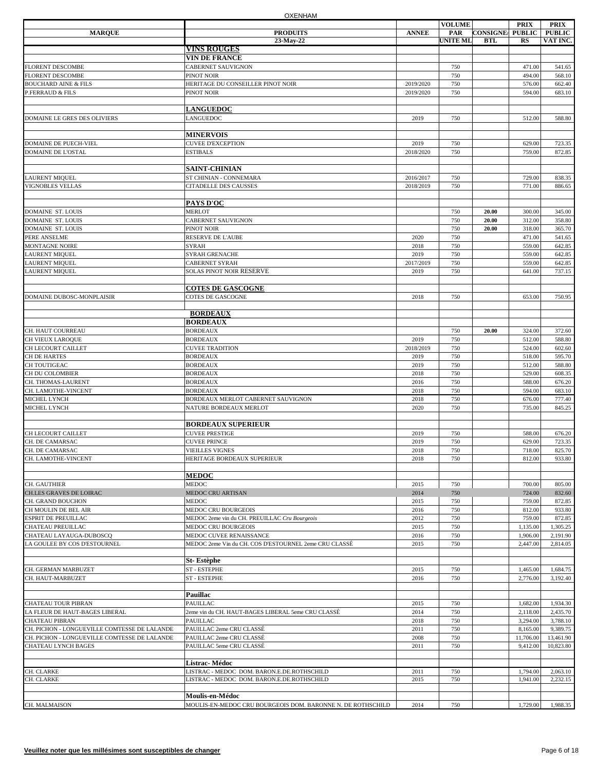OXENHAM

| MARQUE | PRODUITS | ANNEE | VOLUME PAR UNITE ML | CONSIGNE/ BTL | PRIX PUBLIC RS | PRIX PUBLIC VAT INC. |
|---|---|---|---|---|---|---|
| | 23-May-22 | | | | | |
| | **VINS ROUGES** | | | | | |
| | **VIN DE FRANCE** | | | | | |
| FLORENT DESCOMBE | CABERNET SAUVIGNON | | 750 | | 471.00 | 541.65 |
| FLORENT DESCOMBE | PINOT NOIR | | 750 | | 494.00 | 568.10 |
| BOUCHARD AINE & FILS | HERITAGE DU CONSEILLER PINOT NOIR | 2019/2020 | 750 | | 576.00 | 662.40 |
| P.FERRAUD & FILS | PINOT NOIR | 2019/2020 | 750 | | 594.00 | 683.10 |
| | | | | | | |
| | **LANGUEDOC** | | | | | |
| DOMAINE LE GRES DES OLIVIERS | LANGUEDOC | 2019 | 750 | | 512.00 | 588.80 |
| | | | | | | |
| | **MINERVOIS** | | | | | |
| DOMAINE DE PUECH-VIEL | CUVEE D'EXCEPTION | 2019 | 750 | | 629.00 | 723.35 |
| DOMAINE DE L'OSTAL | ESTIBALS | 2018/2020 | 750 | | 759.00 | 872.85 |
| | | | | | | |
| | **SAINT-CHINIAN** | | | | | |
| LAURENT MIQUEL | ST CHINIAN - CONNEMARA | 2016/2017 | 750 | | 729.00 | 838.35 |
| VIGNOBLES VELLAS | CITADELLE DES CAUSSES | 2018/2019 | 750 | | 771.00 | 886.65 |
| | | | | | | |
| | **PAYS D'OC** | | | | | |
| DOMAINE ST. LOUIS | MERLOT | | 750 | **20.00** | 300.00 | 345.00 |
| DOMAINE ST. LOUIS | CABERNET SAUVIGNON | | 750 | **20.00** | 312.00 | 358.80 |
| DOMAINE ST. LOUIS | PINOT NOIR | | 750 | **20.00** | 318.00 | 365.70 |
| PERE ANSELME | RESERVE DE L'AUBE | 2020 | 750 | | 471.00 | 541.65 |
| MONTAGNE NOIRE | SYRAH | 2018 | 750 | | 559.00 | 642.85 |
| LAURENT MIQUEL | SYRAH GRENACHE | 2019 | 750 | | 559.00 | 642.85 |
| LAURENT MIQUEL | CABERNET SYRAH | 2017/2019 | 750 | | 559.00 | 642.85 |
| LAURENT MIQUEL | SOLAS PINOT NOIR RESERVE | 2019 | 750 | | 641.00 | 737.15 |
| | | | | | | |
| | **COTES DE GASCOGNE** | | | | | |
| DOMAINE DUBOSC-MONPLAISIR | COTES DE GASCOGNE | 2018 | 750 | | 653.00 | 750.95 |
| | | | | | | |
| | **BORDEAUX** | | | | | |
| | **BORDEAUX** | | | | | |
| CH. HAUT COURREAU | BORDEAUX | | 750 | **20.00** | 324.00 | 372.60 |
| CH VIEUX LAROQUE | BORDEAUX | 2019 | 750 | | 512.00 | 588.80 |
| CH LECOURT CAILLET | CUVEE TRADITION | 2018/2019 | 750 | | 524.00 | 602.60 |
| CH DE HARTES | BORDEAUX | 2019 | 750 | | 518.00 | 595.70 |
| CH TOUTIGEAC | BORDEAUX | 2019 | 750 | | 512.00 | 588.80 |
| CH DU COLOMBIER | BORDEAUX | 2018 | 750 | | 529.00 | 608.35 |
| CH. THOMAS-LAURENT | BORDEAUX | 2016 | 750 | | 588.00 | 676.20 |
| CH. LAMOTHE-VINCENT | BORDEAUX | 2018 | 750 | | 594.00 | 683.10 |
| MICHEL LYNCH | BORDEAUX MERLOT CABERNET SAUVIGNON | 2018 | 750 | | 676.00 | 777.40 |
| MICHEL LYNCH | NATURE BORDEAUX MERLOT | 2020 | 750 | | 735.00 | 845.25 |
| | | | | | | |
| | **BORDEAUX SUPERIEUR** | | | | | |
| CH LECOURT CAILLET | CUVEE PRESTIGE | 2019 | 750 | | 588.00 | 676.20 |
| CH. DE CAMARSAC | CUVEE PRINCE | 2019 | 750 | | 629.00 | 723.35 |
| CH. DE CAMARSAC | VIEILLES VIGNES | 2018 | 750 | | 718.00 | 825.70 |
| CH. LAMOTHE-VINCENT | HERITAGE BORDEAUX SUPERIEUR | 2018 | 750 | | 812.00 | 933.80 |
| | | | | | | |
| | **MEDOC** | | | | | |
| CH. GAUTHIER | MEDOC | 2015 | 750 | | 700.00 | 805.00 |
| CH.LES GRAVES DE LOIRAC | MEDOC CRU ARTISAN | 2014 | 750 | | 724.00 | 832.60 |
| CH. GRAND BOUCHON | MEDOC | 2015 | 750 | | 759.00 | 872.85 |
| CH MOULIN DE BEL AIR | MEDOC CRU BOURGEOIS | 2016 | 750 | | 812.00 | 933.80 |
| ESPRIT DE PREUILLAC | MEDOC 2eme vin du CH. PREUILLAC *Cru Bourgeois* | 2012 | 750 | | 759.00 | 872.85 |
| CHATEAU PREUILLAC | MEDOC CRU BOURGEOIS | 2015 | 750 | | 1,135.00 | 1,305.25 |
| CHATEAU LAYAUGA-DUBOSCQ | MEDOC CUVEE RENAISSANCE | 2016 | 750 | | 1,906.00 | 2,191.90 |
| LA GOULEE BY COS D'ESTOURNEL | MEDOC 2eme Vin du CH. COS D'ESTOURNEL 2eme CRU CLASSÉ | 2015 | 750 | | 2,447.00 | 2,814.05 |
| | | | | | | |
| | **St- Estèphe** | | | | | |
| CH. GERMAN MARBUZET | ST - ESTEPHE | 2015 | 750 | | 1,465.00 | 1,684.75 |
| CH. HAUT-MARBUZET | ST - ESTEPHE | 2016 | 750 | | 2,776.00 | 3,192.40 |
| | | | | | | |
| | **Pauillac** | | | | | |
| CHATEAU TOUR PIBRAN | PAUILLAC | 2015 | 750 | | 1,682.00 | 1,934.30 |
| LA FLEUR DE HAUT-BAGES LIBERAL | 2eme vin du CH. HAUT-BAGES LIBERAL 5eme CRU CLASSÉ | 2014 | 750 | | 2,118.00 | 2,435.70 |
| CHATEAU PIBRAN | PAUILLAC | 2018 | 750 | | 3,294.00 | 3,788.10 |
| CH. PICHON - LONGUEVILLE COMTESSE DE LALANDE | PAUILLAC 2eme CRU CLASSÉ | 2011 | 750 | | 8,165.00 | 9,389.75 |
| CH. PICHON - LONGUEVILLE COMTESSE DE LALANDE | PAUILLAC 2eme CRU CLASSÉ | 2008 | 750 | | 11,706.00 | 13,461.90 |
| CHATEAU LYNCH BAGES | PAUILLAC 5eme CRU CLASSÉ | 2011 | 750 | | 9,412.00 | 10,823.80 |
| | | | | | | |
| | **Listrac- Médoc** | | | | | |
| CH. CLARKE | LISTRAC - MEDOC DOM. BARON.E.DE.ROTHSCHILD | 2011 | 750 | | 1,794.00 | 2,063.10 |
| CH. CLARKE | LISTRAC - MEDOC DOM. BARON.E.DE.ROTHSCHILD | 2015 | 750 | | 1,941.00 | 2,232.15 |
| | | | | | | |
| | **Moulis-en-Médoc** | | | | | |
| CH. MALMAISON | MOULIS-EN-MEDOC CRU BOURGEOIS DOM. BARONNE N. DE ROTHSCHILD | 2014 | 750 | | 1,729.00 | 1,988.35 |

**Veuillez noter que les millésimes sont susceptibles de changer**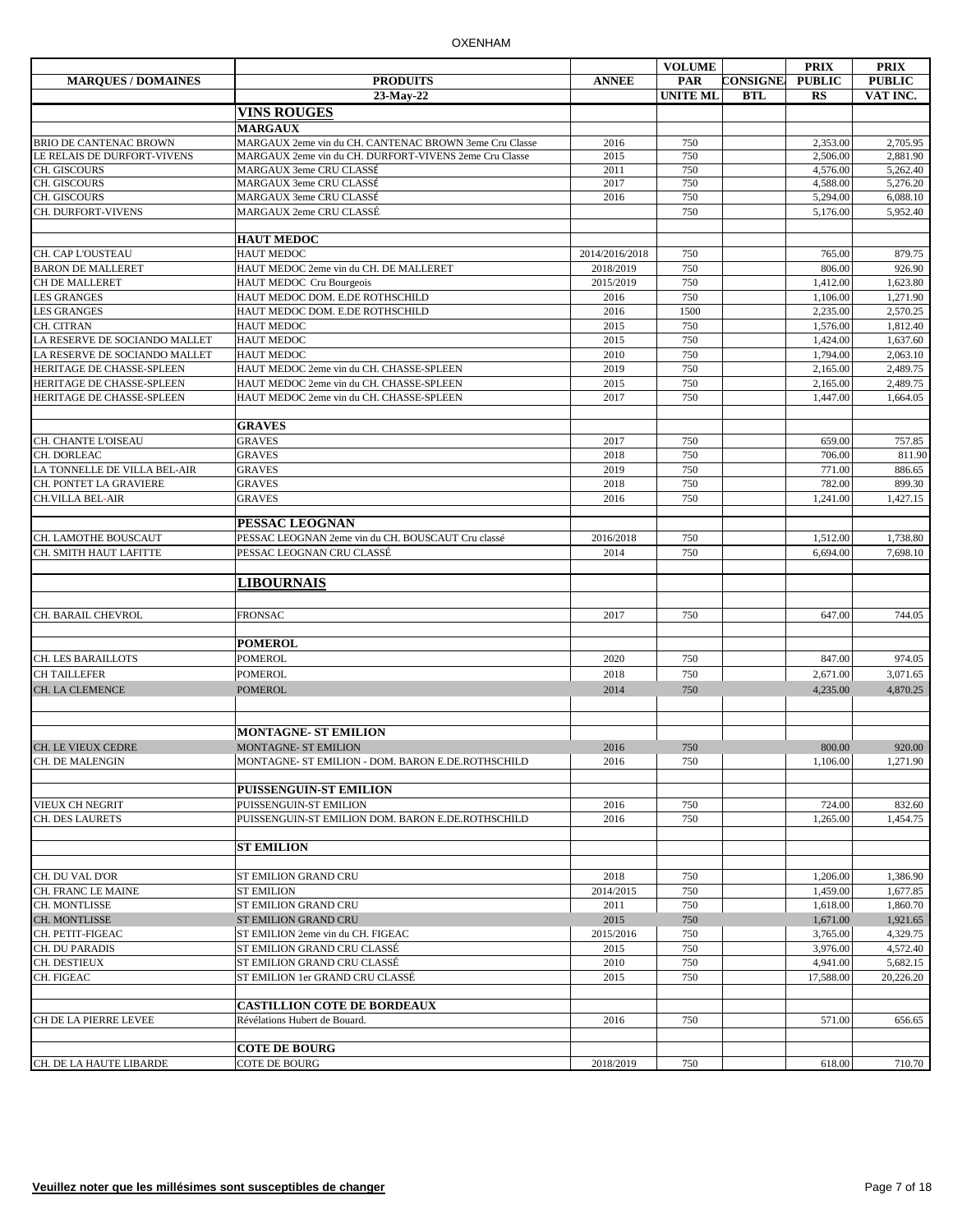| MARQUES / DOMAINES | PRODUITS | ANNEE | VOLUME PAR UNITE ML | CONSIGNE/ BTL | PRIX PUBLIC RS | PRIX PUBLIC VAT INC. |
|---|---|---|---|---|---|---|
| | 23-May-22 | | | | | |
| | **VINS ROUGES** | | | | | |
| | **MARGAUX** | | | | | |
| BRIO DE CANTENAC BROWN | MARGAUX 2eme vin du CH. CANTENAC BROWN 3eme Cru Classe | 2016 | 750 | | 2,353.00 | 2,705.95 |
| LE RELAIS DE DURFORT-VIVENS | MARGAUX 2eme vin du CH. DURFORT-VIVENS 2eme Cru Classe | 2015 | 750 | | 2,506.00 | 2,881.90 |
| CH. GISCOURS | MARGAUX 3eme CRU CLASSÉ | 2011 | 750 | | 4,576.00 | 5,262.40 |
| CH. GISCOURS | MARGAUX 3eme CRU CLASSÉ | 2017 | 750 | | 4,588.00 | 5,276.20 |
| CH. GISCOURS | MARGAUX 3eme CRU CLASSÉ | 2016 | 750 | | 5,294.00 | 6,088.10 |
| CH. DURFORT-VIVENS | MARGAUX 2eme CRU CLASSÉ | | 750 | | 5,176.00 | 5,952.40 |
| | **HAUT MEDOC** | | | | | |
| CH. CAP L'OUSTEAU | HAUT MEDOC | 2014/2016/2018 | 750 | | 765.00 | 879.75 |
| BARON DE MALLERET | HAUT MEDOC 2eme vin du CH. DE MALLERET | 2018/2019 | 750 | | 806.00 | 926.90 |
| CH DE MALLERET | HAUT MEDOC Cru Bourgeois | 2015/2019 | 750 | | 1,412.00 | 1,623.80 |
| LES GRANGES | HAUT MEDOC DOM. E.DE ROTHSCHILD | 2016 | 750 | | 1,106.00 | 1,271.90 |
| LES GRANGES | HAUT MEDOC DOM. E.DE ROTHSCHILD | 2016 | 1500 | | 2,235.00 | 2,570.25 |
| CH. CITRAN | HAUT MEDOC | 2015 | 750 | | 1,576.00 | 1,812.40 |
| LA RESERVE DE SOCIANDO MALLET | HAUT MEDOC | 2015 | 750 | | 1,424.00 | 1,637.60 |
| LA RESERVE DE SOCIANDO MALLET | HAUT MEDOC | 2010 | 750 | | 1,794.00 | 2,063.10 |
| HERITAGE DE CHASSE-SPLEEN | HAUT MEDOC 2eme vin du CH. CHASSE-SPLEEN | 2019 | 750 | | 2,165.00 | 2,489.75 |
| HERITAGE DE CHASSE-SPLEEN | HAUT MEDOC 2eme vin du CH. CHASSE-SPLEEN | 2015 | 750 | | 2,165.00 | 2,489.75 |
| HERITAGE DE CHASSE-SPLEEN | HAUT MEDOC 2eme vin du CH. CHASSE-SPLEEN | 2017 | 750 | | 1,447.00 | 1,664.05 |
| | **GRAVES** | | | | | |
| CH. CHANTE L'OISEAU | GRAVES | 2017 | 750 | | 659.00 | 757.85 |
| CH. DORLEAC | GRAVES | 2018 | 750 | | 706.00 | 811.90 |
| LA TONNELLE DE VILLA BEL-AIR | GRAVES | 2019 | 750 | | 771.00 | 886.65 |
| CH. PONTET LA GRAVIERE | GRAVES | 2018 | 750 | | 782.00 | 899.30 |
| CH.VILLA BEL-AIR | GRAVES | 2016 | 750 | | 1,241.00 | 1,427.15 |
| | **PESSAC LEOGNAN** | | | | | |
| CH. LAMOTHE BOUSCAUT | PESSAC LEOGNAN 2eme vin du CH. BOUSCAUT Cru classé | 2016/2018 | 750 | | 1,512.00 | 1,738.80 |
| CH. SMITH HAUT LAFITTE | PESSAC LEOGNAN CRU CLASSÉ | 2014 | 750 | | 6,694.00 | 7,698.10 |
| | **LIBOURNAIS** | | | | | |
| CH. BARAIL CHEVROL | FRONSAC | 2017 | 750 | | 647.00 | 744.05 |
| | **POMEROL** | | | | | |
| CH. LES BARAILLOTS | POMEROL | 2020 | 750 | | 847.00 | 974.05 |
| CH TAILLEFER | POMEROL | 2018 | 750 | | 2,671.00 | 3,071.65 |
| CH. LA CLEMENCE | POMEROL | 2014 | 750 | | 4,235.00 | 4,870.25 |
| | **MONTAGNE- ST EMILION** | | | | | |
| CH. LE VIEUX CEDRE | MONTAGNE- ST EMILION | 2016 | 750 | | 800.00 | 920.00 |
| CH. DE MALENGIN | MONTAGNE- ST EMILION - DOM. BARON E.DE.ROTHSCHILD | 2016 | 750 | | 1,106.00 | 1,271.90 |
| | **PUISSENGUIN-ST EMILION** | | | | | |
| VIEUX CH NEGRIT | PUISSENGUIN-ST EMILION | 2016 | 750 | | 724.00 | 832.60 |
| CH. DES LAURETS | PUISSENGUIN-ST EMILION DOM. BARON E.DE.ROTHSCHILD | 2016 | 750 | | 1,265.00 | 1,454.75 |
| | **ST EMILION** | | | | | |
| CH. DU VAL D'OR | ST EMILION GRAND CRU | 2018 | 750 | | 1,206.00 | 1,386.90 |
| CH. FRANC LE MAINE | ST EMILION | 2014/2015 | 750 | | 1,459.00 | 1,677.85 |
| CH. MONTLISSE | ST EMILION GRAND CRU | 2011 | 750 | | 1,618.00 | 1,860.70 |
| CH. MONTLISSE | ST EMILION GRAND CRU | 2015 | 750 | | 1,671.00 | 1,921.65 |
| CH. PETIT-FIGEAC | ST EMILION 2eme vin du CH. FIGEAC | 2015/2016 | 750 | | 3,765.00 | 4,329.75 |
| CH. DU PARADIS | ST EMILION GRAND CRU CLASSÉ | 2015 | 750 | | 3,976.00 | 4,572.40 |
| CH. DESTIEUX | ST EMILION GRAND CRU CLASSÉ | 2010 | 750 | | 4,941.00 | 5,682.15 |
| CH. FIGEAC | ST EMILION 1er GRAND CRU CLASSÉ | 2015 | 750 | | 17,588.00 | 20,226.20 |
| | **CASTILLION COTE DE BORDEAUX** | | | | | |
| CH DE LA PIERRE LEVEE | Révélations Hubert de Bouard. | 2016 | 750 | | 571.00 | 656.65 |
| | **COTE DE BOURG** | | | | | |
| CH. DE LA HAUTE LIBARDE | COTE DE BOURG | 2018/2019 | 750 | | 618.00 | 710.70 |

**Veuillez noter que les millésimes sont susceptibles de changer**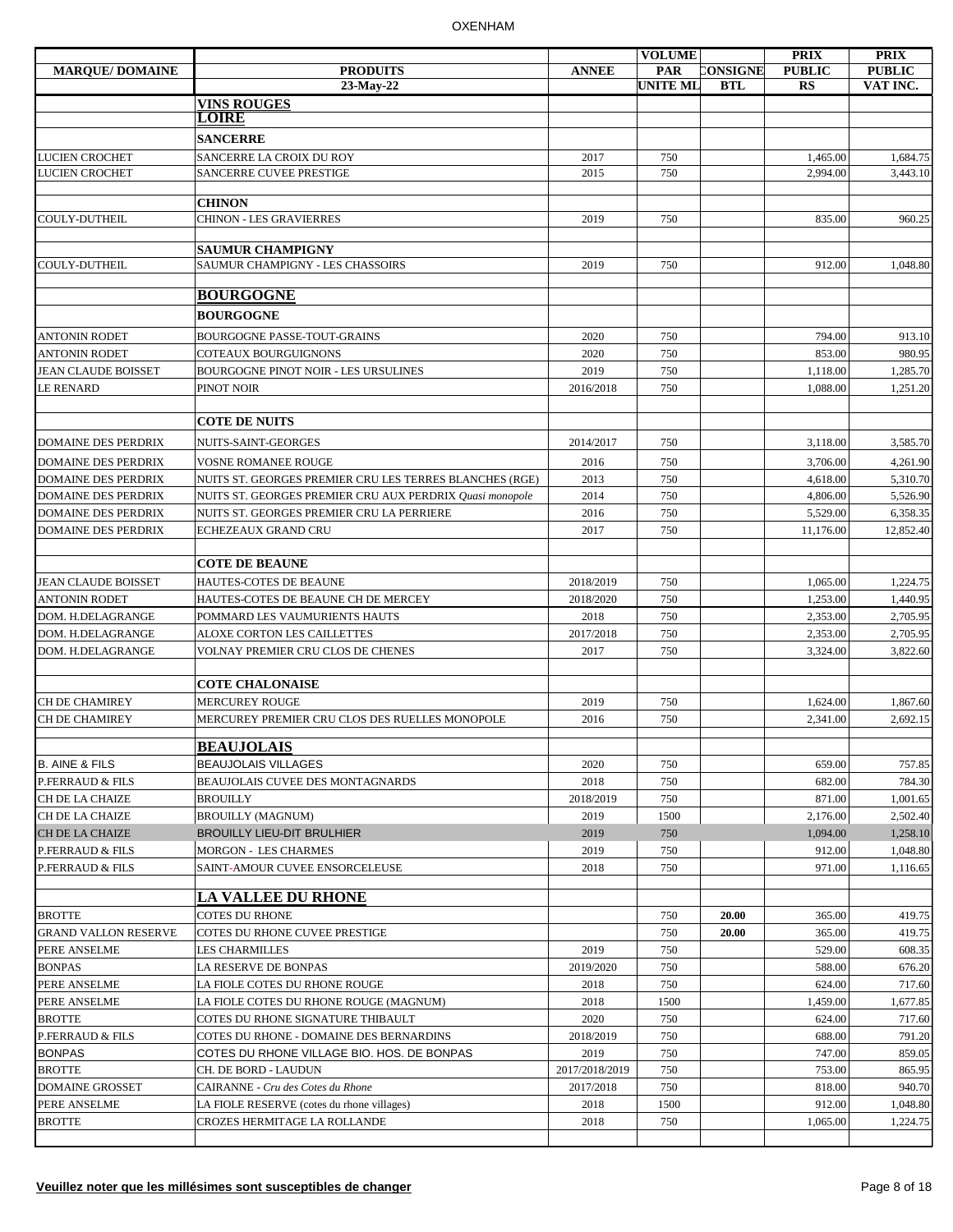| MARQUE/ DOMAINE | PRODUITS 23-May-22 | ANNEE | VOLUME PAR UNITE ML | CONSIGNE BTL | PRIX PUBLIC RS | PRIX PUBLIC VAT INC. |
|---|---|---|---|---|---|---|
| | **VINS ROUGES** | | | | | |
| | **LOIRE** | | | | | |
| | **SANCERRE** | | | | | |
| LUCIEN CROCHET | SANCERRE LA CROIX DU ROY | 2017 | 750 | | 1,465.00 | 1,684.75 |
| LUCIEN CROCHET | SANCERRE CUVEE PRESTIGE | 2015 | 750 | | 2,994.00 | 3,443.10 |
| | **CHINON** | | | | | |
| COULY-DUTHEIL | CHINON - LES GRAVIERRES | 2019 | 750 | | 835.00 | 960.25 |
| | **SAUMUR CHAMPIGNY** | | | | | |
| COULY-DUTHEIL | SAUMUR CHAMPIGNY - LES CHASSOIRS | 2019 | 750 | | 912.00 | 1,048.80 |
| | **BOURGOGNE** | | | | | |
| | **BOURGOGNE** | | | | | |
| ANTONIN RODET | BOURGOGNE PASSE-TOUT-GRAINS | 2020 | 750 | | 794.00 | 913.10 |
| ANTONIN RODET | COTEAUX BOURGUIGNONS | 2020 | 750 | | 853.00 | 980.95 |
| JEAN CLAUDE BOISSET | BOURGOGNE PINOT NOIR - LES URSULINES | 2019 | 750 | | 1,118.00 | 1,285.70 |
| LE RENARD | PINOT NOIR | 2016/2018 | 750 | | 1,088.00 | 1,251.20 |
| | **COTE DE NUITS** | | | | | |
| DOMAINE DES PERDRIX | NUITS-SAINT-GEORGES | 2014/2017 | 750 | | 3,118.00 | 3,585.70 |
| DOMAINE DES PERDRIX | VOSNE ROMANEE ROUGE | 2016 | 750 | | 3,706.00 | 4,261.90 |
| DOMAINE DES PERDRIX | NUITS ST. GEORGES PREMIER CRU LES TERRES BLANCHES (RGE) | 2013 | 750 | | 4,618.00 | 5,310.70 |
| DOMAINE DES PERDRIX | NUITS ST. GEORGES PREMIER CRU AUX PERDRIX *Quasi monopole* | 2014 | 750 | | 4,806.00 | 5,526.90 |
| DOMAINE DES PERDRIX | NUITS ST. GEORGES PREMIER CRU LA PERRIERE | 2016 | 750 | | 5,529.00 | 6,358.35 |
| DOMAINE DES PERDRIX | ECHEZEAUX GRAND CRU | 2017 | 750 | | 11,176.00 | 12,852.40 |
| | **COTE DE BEAUNE** | | | | | |
| JEAN CLAUDE BOISSET | HAUTES-COTES DE BEAUNE | 2018/2019 | 750 | | 1,065.00 | 1,224.75 |
| ANTONIN RODET | HAUTES-COTES DE BEAUNE CH DE MERCEY | 2018/2020 | 750 | | 1,253.00 | 1,440.95 |
| DOM. H.DELAGRANGE | POMMARD LES VAUMURIENTS HAUTS | 2018 | 750 | | 2,353.00 | 2,705.95 |
| DOM. H.DELAGRANGE | ALOXE CORTON LES CAILLETTES | 2017/2018 | 750 | | 2,353.00 | 2,705.95 |
| DOM. H.DELAGRANGE | VOLNAY PREMIER CRU CLOS DE CHENES | 2017 | 750 | | 3,324.00 | 3,822.60 |
| | **COTE CHALONAISE** | | | | | |
| CH DE CHAMIREY | MERCUREY ROUGE | 2019 | 750 | | 1,624.00 | 1,867.60 |
| CH DE CHAMIREY | MERCUREY PREMIER CRU CLOS DES RUELLES MONOPOLE | 2016 | 750 | | 2,341.00 | 2,692.15 |
| | **BEAUJOLAIS** | | | | | |
| B. AINE & FILS | BEAUJOLAIS VILLAGES | 2020 | 750 | | 659.00 | 757.85 |
| P.FERRAUD & FILS | BEAUJOLAIS CUVEE DES MONTAGNARDS | 2018 | 750 | | 682.00 | 784.30 |
| CH DE LA CHAIZE | BROUILLY | 2018/2019 | 750 | | 871.00 | 1,001.65 |
| CH DE LA CHAIZE | BROUILLY (MAGNUM) | 2019 | 1500 | | 2,176.00 | 2,502.40 |
| CH DE LA CHAIZE | BROUILLY LIEU-DIT BRULHIER | 2019 | 750 | | 1,094.00 | 1,258.10 |
| P.FERRAUD & FILS | MORGON - LES CHARMES | 2019 | 750 | | 912.00 | 1,048.80 |
| P.FERRAUD & FILS | SAINT-AMOUR CUVEE ENSORCELEUSE | 2018 | 750 | | 971.00 | 1,116.65 |
| | **LA VALLEE DU RHONE** | | | | | |
| BROTTE | COTES DU RHONE | | 750 | **20.00** | 365.00 | 419.75 |
| GRAND VALLON RESERVE | COTES DU RHONE CUVEE PRESTIGE | | 750 | **20.00** | 365.00 | 419.75 |
| PERE ANSELME | LES CHARMILLES | 2019 | 750 | | 529.00 | 608.35 |
| BONPAS | LA RESERVE DE BONPAS | 2019/2020 | 750 | | 588.00 | 676.20 |
| PERE ANSELME | LA FIOLE COTES DU RHONE ROUGE | 2018 | 750 | | 624.00 | 717.60 |
| PERE ANSELME | LA FIOLE COTES DU RHONE ROUGE (MAGNUM) | 2018 | 1500 | | 1,459.00 | 1,677.85 |
| BROTTE | COTES DU RHONE SIGNATURE THIBAULT | 2020 | 750 | | 624.00 | 717.60 |
| P.FERRAUD & FILS | COTES DU RHONE - DOMAINE DES BERNARDINS | 2018/2019 | 750 | | 688.00 | 791.20 |
| BONPAS | COTES DU RHONE VILLAGE BIO. HOS. DE BONPAS | 2019 | 750 | | 747.00 | 859.05 |
| BROTTE | CH. DE BORD - LAUDUN | 2017/2018/2019 | 750 | | 753.00 | 865.95 |
| DOMAINE GROSSET | CAIRANNE - *Cru des Cotes du Rhone* | 2017/2018 | 750 | | 818.00 | 940.70 |
| PERE ANSELME | LA FIOLE RESERVE (cotes du rhone villages) | 2018 | 1500 | | 912.00 | 1,048.80 |
| BROTTE | CROZES HERMITAGE LA ROLLANDE | 2018 | 750 | | 1,065.00 | 1,224.75 |

**Veuillez noter que les millésimes sont susceptibles de changer**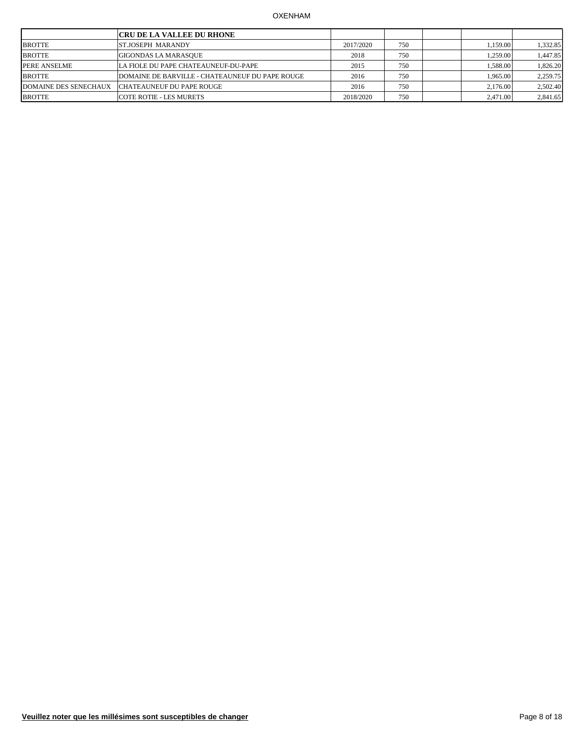| | **CRU DE LA VALLEE DU RHONE** | | | | | |
|---|---|---|---|---|---|---|
| BROTTE | ST.JOSEPH MARANDY | 2017/2020 | 750 | | 1,159.00 | 1,332.85 |
| BROTTE | GIGONDAS LA MARASQUE | 2018 | 750 | | 1,259.00 | 1,447.85 |
| PERE ANSELME | LA FIOLE DU PAPE CHATEAUNEUF-DU-PAPE | 2015 | 750 | | 1,588.00 | 1,826.20 |
| BROTTE | DOMAINE DE BARVILLE - CHATEAUNEUF DU PAPE ROUGE | 2016 | 750 | | 1,965.00 | 2,259.75 |
| DOMAINE DES SENECHAUX | CHATEAUNEUF DU PAPE ROUGE | 2016 | 750 | | 2,176.00 | 2,502.40 |
| BROTTE | COTE ROTIE - LES MURETS | 2018/2020 | 750 | | 2,471.00 | 2,841.65 |

**Veuillez noter que les millésimes sont susceptibles de changer**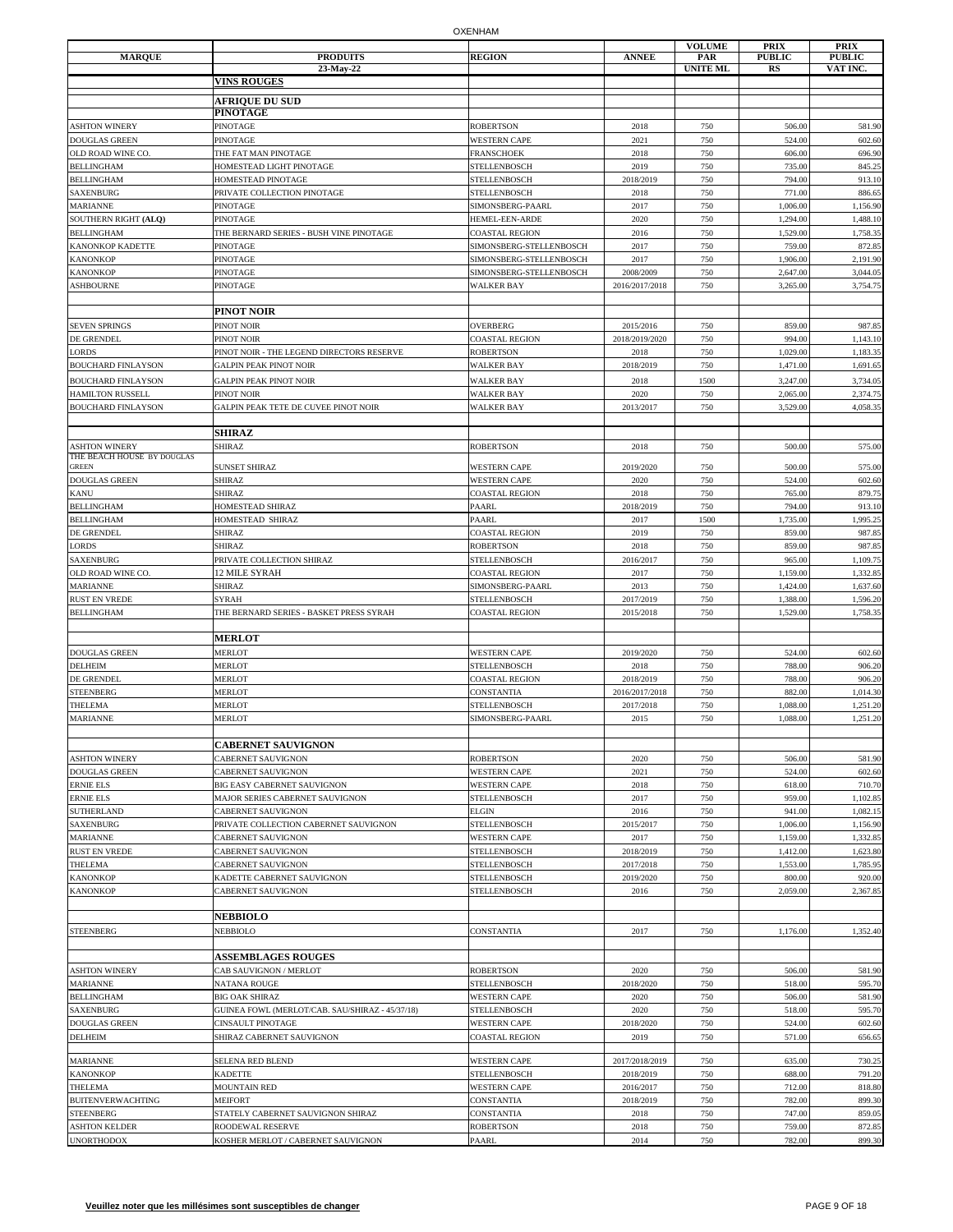| MARQUE | PRODUITS | REGION | ANNEE | VOLUME PAR UNITE ML | PRIX PUBLIC RS | PRIX PUBLIC VAT INC. |
|---|---|---|---|---|---|---|
| | 23-May-22 | | | | | |
| | **VINS ROUGES** | | | | | |
| | **AFRIQUE DU SUD** | | | | | |
| | **PINOTAGE** | | | | | |
| ASHTON WINERY | PINOTAGE | ROBERTSON | 2018 | 750 | 506.00 | 581.90 |
| DOUGLAS GREEN | PINOTAGE | WESTERN CAPE | 2021 | 750 | 524.00 | 602.60 |
| OLD ROAD WINE CO. | THE FAT MAN PINOTAGE | FRANSCHOEK | 2018 | 750 | 606.00 | 696.90 |
| BELLINGHAM | HOMESTEAD LIGHT PINOTAGE | STELLENBOSCH | 2019 | 750 | 735.00 | 845.25 |
| BELLINGHAM | HOMESTEAD PINOTAGE | STELLENBOSCH | 2018/2019 | 750 | 794.00 | 913.10 |
| SAXENBURG | PRIVATE COLLECTION PINOTAGE | STELLENBOSCH | 2018 | 750 | 771.00 | 886.65 |
| MARIANNE | PINOTAGE | SIMONSBERG-PAARL | 2017 | 750 | 1,006.00 | 1,156.90 |
| SOUTHERN RIGHT **(ALQ)** | PINOTAGE | HEMEL-EEN-ARDE | 2020 | 750 | 1,294.00 | 1,488.10 |
| BELLINGHAM | THE BERNARD SERIES - BUSH VINE PINOTAGE | COASTAL REGION | 2016 | 750 | 1,529.00 | 1,758.35 |
| KANONKOP KADETTE | PINOTAGE | SIMONSBERG-STELLENBOSCH | 2017 | 750 | 759.00 | 872.85 |
| KANONKOP | PINOTAGE | SIMONSBERG-STELLENBOSCH | 2017 | 750 | 1,906.00 | 2,191.90 |
| KANONKOP | PINOTAGE | SIMONSBERG-STELLENBOSCH | 2008/2009 | 750 | 2,647.00 | 3,044.05 |
| ASHBOURNE | PINOTAGE | WALKER BAY | 2016/2017/2018 | 750 | 3,265.00 | 3,754.75 |
| | **PINOT NOIR** | | | | | |
| SEVEN SPRINGS | PINOT NOIR | OVERBERG | 2015/2016 | 750 | 859.00 | 987.85 |
| DE GRENDEL | PINOT NOIR | COASTAL REGION | 2018/2019/2020 | 750 | 994.00 | 1,143.10 |
| LORDS | PINOT NOIR - THE LEGEND DIRECTORS RESERVE | ROBERTSON | 2018 | 750 | 1,029.00 | 1,183.35 |
| BOUCHARD FINLAYSON | GALPIN PEAK PINOT NOIR | WALKER BAY | 2018/2019 | 750 | 1,471.00 | 1,691.65 |
| BOUCHARD FINLAYSON | GALPIN PEAK PINOT NOIR | WALKER BAY | 2018 | 1500 | 3,247.00 | 3,734.05 |
| HAMILTON RUSSELL | PINOT NOIR | WALKER BAY | 2020 | 750 | 2,065.00 | 2,374.75 |
| BOUCHARD FINLAYSON | GALPIN PEAK TETE DE CUVEE PINOT NOIR | WALKER BAY | 2013/2017 | 750 | 3,529.00 | 4,058.35 |
| | **SHIRAZ** | | | | | |
| ASHTON WINERY | SHIRAZ | ROBERTSON | 2018 | 750 | 500.00 | 575.00 |
| THE BEACH HOUSE BY DOUGLAS GREEN | SUNSET SHIRAZ | WESTERN CAPE | 2019/2020 | 750 | 500.00 | 575.00 |
| DOUGLAS GREEN | SHIRAZ | WESTERN CAPE | 2020 | 750 | 524.00 | 602.60 |
| KANU | SHIRAZ | COASTAL REGION | 2018 | 750 | 765.00 | 879.75 |
| BELLINGHAM | HOMESTEAD SHIRAZ | PAARL | 2018/2019 | 750 | 794.00 | 913.10 |
| BELLINGHAM | HOMESTEAD SHIRAZ | PAARL | 2017 | 1500 | 1,735.00 | 1,995.25 |
| DE GRENDEL | SHIRAZ | COASTAL REGION | 2019 | 750 | 859.00 | 987.85 |
| LORDS | SHIRAZ | ROBERTSON | 2018 | 750 | 859.00 | 987.85 |
| SAXENBURG | PRIVATE COLLECTION SHIRAZ | STELLENBOSCH | 2016/2017 | 750 | 965.00 | 1,109.75 |
| OLD ROAD WINE CO. | 12 MILE SYRAH | COASTAL REGION | 2017 | 750 | 1,159.00 | 1,332.85 |
| MARIANNE | SHIRAZ | SIMONSBERG-PAARL | 2013 | 750 | 1,424.00 | 1,637.60 |
| RUST EN VREDE | SYRAH | STELLENBOSCH | 2017/2019 | 750 | 1,388.00 | 1,596.20 |
| BELLINGHAM | THE BERNARD SERIES - BASKET PRESS SYRAH | COASTAL REGION | 2015/2018 | 750 | 1,529.00 | 1,758.35 |
| | **MERLOT** | | | | | |
| DOUGLAS GREEN | MERLOT | WESTERN CAPE | 2019/2020 | 750 | 524.00 | 602.60 |
| DELHEIM | MERLOT | STELLENBOSCH | 2018 | 750 | 788.00 | 906.20 |
| DE GRENDEL | MERLOT | COASTAL REGION | 2018/2019 | 750 | 788.00 | 906.20 |
| STEENBERG | MERLOT | CONSTANTIA | 2016/2017/2018 | 750 | 882.00 | 1,014.30 |
| THELEMA | MERLOT | STELLENBOSCH | 2017/2018 | 750 | 1,088.00 | 1,251.20 |
| MARIANNE | MERLOT | SIMONSBERG-PAARL | 2015 | 750 | 1,088.00 | 1,251.20 |
| | **CABERNET SAUVIGNON** | | | | | |
| ASHTON WINERY | CABERNET SAUVIGNON | ROBERTSON | 2020 | 750 | 506.00 | 581.90 |
| DOUGLAS GREEN | CABERNET SAUVIGNON | WESTERN CAPE | 2021 | 750 | 524.00 | 602.60 |
| ERNIE ELS | BIG EASY CABERNET SAUVIGNON | WESTERN CAPE | 2018 | 750 | 618.00 | 710.70 |
| ERNIE ELS | MAJOR SERIES CABERNET SAUVIGNON | STELLENBOSCH | 2017 | 750 | 959.00 | 1,102.85 |
| SUTHERLAND | CABERNET SAUVIGNON | ELGIN | 2016 | 750 | 941.00 | 1,082.15 |
| SAXENBURG | PRIVATE COLLECTION CABERNET SAUVIGNON | STELLENBOSCH | 2015/2017 | 750 | 1,006.00 | 1,156.90 |
| MARIANNE | CABERNET SAUVIGNON | WESTERN CAPE | 2017 | 750 | 1,159.00 | 1,332.85 |
| RUST EN VREDE | CABERNET SAUVIGNON | STELLENBOSCH | 2018/2019 | 750 | 1,412.00 | 1,623.80 |
| THELEMA | CABERNET SAUVIGNON | STELLENBOSCH | 2017/2018 | 750 | 1,553.00 | 1,785.95 |
| KANONKOP | KADETTE CABERNET SAUVIGNON | STELLENBOSCH | 2019/2020 | 750 | 800.00 | 920.00 |
| KANONKOP | CABERNET SAUVIGNON | STELLENBOSCH | 2016 | 750 | 2,059.00 | 2,367.85 |
| | **NEBBIOLO** | | | | | |
| STEENBERG | NEBBIOLO | CONSTANTIA | 2017 | 750 | 1,176.00 | 1,352.40 |
| | **ASSEMBLAGES ROUGES** | | | | | |
| ASHTON WINERY | CAB SAUVIGNON / MERLOT | ROBERTSON | 2020 | 750 | 506.00 | 581.90 |
| MARIANNE | NATANA ROUGE | STELLENBOSCH | 2018/2020 | 750 | 518.00 | 595.70 |
| BELLINGHAM | BIG OAK SHIRAZ | WESTERN CAPE | 2020 | 750 | 506.00 | 581.90 |
| SAXENBURG | GUINEA FOWL (MERLOT/CAB. SAU/SHIRAZ - 45/37/18) | STELLENBOSCH | 2020 | 750 | 518.00 | 595.70 |
| DOUGLAS GREEN | CINSAULT PINOTAGE | WESTERN CAPE | 2018/2020 | 750 | 524.00 | 602.60 |
| DELHEIM | SHIRAZ CABERNET SAUVIGNON | COASTAL REGION | 2019 | 750 | 571.00 | 656.65 |
| MARIANNE | SELENA RED BLEND | WESTERN CAPE | 2017/2018/2019 | 750 | 635.00 | 730.25 |
| KANONKOP | KADETTE | STELLENBOSCH | 2018/2019 | 750 | 688.00 | 791.20 |
| THELEMA | MOUNTAIN RED | WESTERN CAPE | 2016/2017 | 750 | 712.00 | 818.80 |
| BUITENVERWACHTING | MEIFORT | CONSTANTIA | 2018/2019 | 750 | 782.00 | 899.30 |
| STEENBERG | STATELY CABERNET SAUVIGNON SHIRAZ | CONSTANTIA | 2018 | 750 | 747.00 | 859.05 |
| ASHTON KELDER | ROODEWAL RESERVE | ROBERTSON | 2018 | 750 | 759.00 | 872.85 |
| UNORTHODOX | KOSHER MERLOT / CABERNET SAUVIGNON | PAARL | 2014 | 750 | 782.00 | 899.30 |

**Veuillez noter que les millésimes sont susceptibles de changer**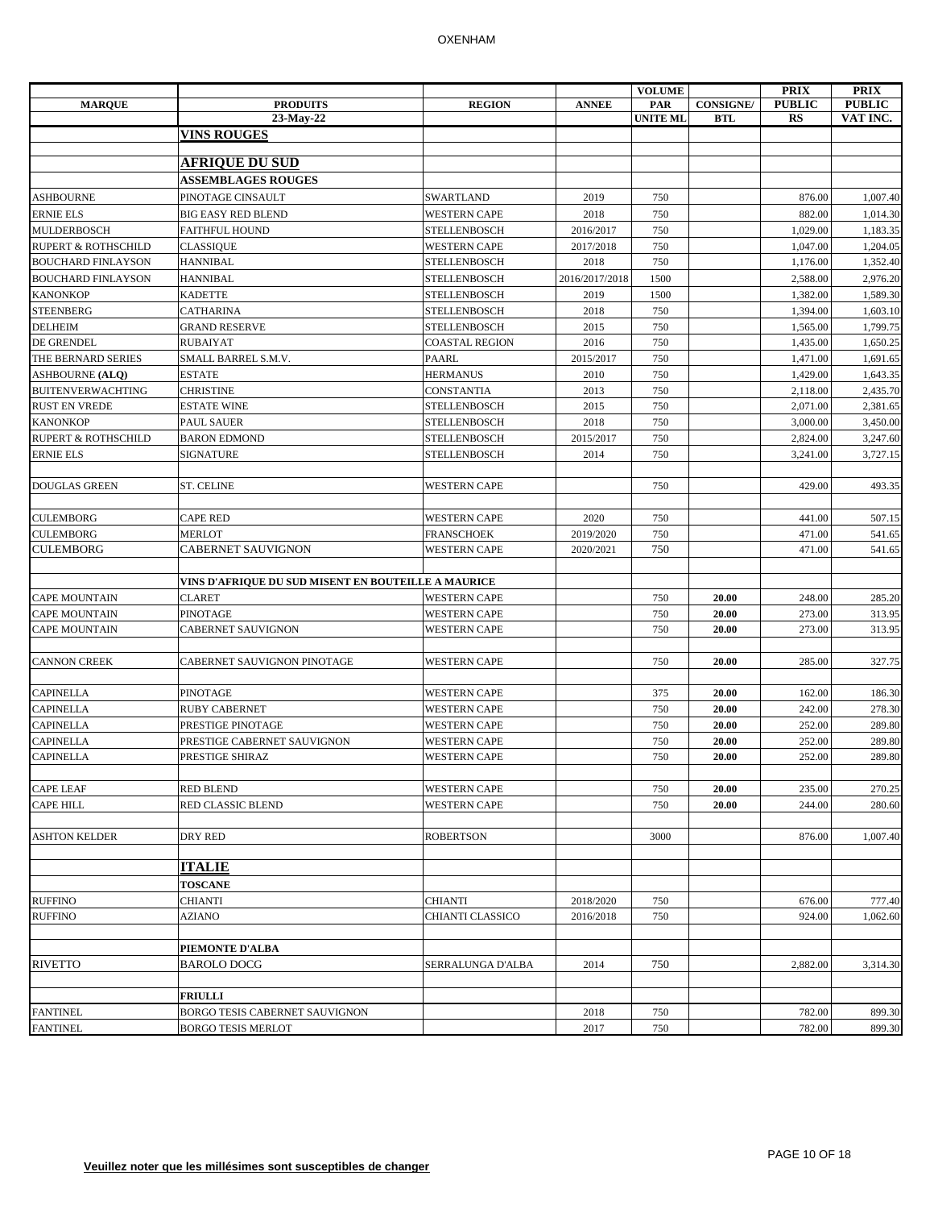| MARQUE | PRODUITS | REGION | ANNEE | VOLUME PAR UNITE ML | CONSIGNE/ BTL | PRIX PUBLIC RS | PRIX PUBLIC VAT INC. |
|---|---|---|---|---|---|---|---|
| | 23-May-22 | | | | | | |
| | **VINS ROUGES** | | | | | | |
| | | | | | | | |
| | **AFRIQUE DU SUD** | | | | | | |
| | **ASSEMBLAGES ROUGES** | | | | | | |
| ASHBOURNE | PINOTAGE CINSAULT | SWARTLAND | 2019 | 750 | | 876.00 | 1,007.40 |
| ERNIE ELS | BIG EASY RED BLEND | WESTERN CAPE | 2018 | 750 | | 882.00 | 1,014.30 |
| MULDERBOSCH | FAITHFUL HOUND | STELLENBOSCH | 2016/2017 | 750 | | 1,029.00 | 1,183.35 |
| RUPERT & ROTHSCHILD | CLASSIQUE | WESTERN CAPE | 2017/2018 | 750 | | 1,047.00 | 1,204.05 |
| BOUCHARD FINLAYSON | HANNIBAL | STELLENBOSCH | 2018 | 750 | | 1,176.00 | 1,352.40 |
| BOUCHARD FINLAYSON | HANNIBAL | STELLENBOSCH | 2016/2017/2018 | 1500 | | 2,588.00 | 2,976.20 |
| KANONKOP | KADETTE | STELLENBOSCH | 2019 | 1500 | | 1,382.00 | 1,589.30 |
| STEENBERG | CATHARINA | STELLENBOSCH | 2018 | 750 | | 1,394.00 | 1,603.10 |
| DELHEIM | GRAND RESERVE | STELLENBOSCH | 2015 | 750 | | 1,565.00 | 1,799.75 |
| DE GRENDEL | RUBAIYAT | COASTAL REGION | 2016 | 750 | | 1,435.00 | 1,650.25 |
| THE BERNARD SERIES | SMALL BARREL S.M.V. | PAARL | 2015/2017 | 750 | | 1,471.00 | 1,691.65 |
| ASHBOURNE **(ALQ)** | ESTATE | HERMANUS | 2010 | 750 | | 1,429.00 | 1,643.35 |
| BUITENVERWACHTING | CHRISTINE | CONSTANTIA | 2013 | 750 | | 2,118.00 | 2,435.70 |
| RUST EN VREDE | ESTATE WINE | STELLENBOSCH | 2015 | 750 | | 2,071.00 | 2,381.65 |
| KANONKOP | PAUL SAUER | STELLENBOSCH | 2018 | 750 | | 3,000.00 | 3,450.00 |
| RUPERT & ROTHSCHILD | BARON EDMOND | STELLENBOSCH | 2015/2017 | 750 | | 2,824.00 | 3,247.60 |
| ERNIE ELS | SIGNATURE | STELLENBOSCH | 2014 | 750 | | 3,241.00 | 3,727.15 |
| | | | | | | | |
| DOUGLAS GREEN | ST. CELINE | WESTERN CAPE | | 750 | | 429.00 | 493.35 |
| | | | | | | | |
| CULEMBORG | CAPE RED | WESTERN CAPE | 2020 | 750 | | 441.00 | 507.15 |
| CULEMBORG | MERLOT | FRANSCHOEK | 2019/2020 | 750 | | 471.00 | 541.65 |
| CULEMBORG | CABERNET SAUVIGNON | WESTERN CAPE | 2020/2021 | 750 | | 471.00 | 541.65 |
| | | | | | | | |
| | **VINS D'AFRIQUE DU SUD MISENT EN BOUTEILLE A MAURICE** | | | | | | |
| CAPE MOUNTAIN | CLARET | WESTERN CAPE | | 750 | **20.00** | 248.00 | 285.20 |
| CAPE MOUNTAIN | PINOTAGE | WESTERN CAPE | | 750 | **20.00** | 273.00 | 313.95 |
| CAPE MOUNTAIN | CABERNET SAUVIGNON | WESTERN CAPE | | 750 | **20.00** | 273.00 | 313.95 |
| | | | | | | | |
| CANNON CREEK | CABERNET SAUVIGNON PINOTAGE | WESTERN CAPE | | 750 | **20.00** | 285.00 | 327.75 |
| | | | | | | | |
| CAPINELLA | PINOTAGE | WESTERN CAPE | | 375 | **20.00** | 162.00 | 186.30 |
| CAPINELLA | RUBY CABERNET | WESTERN CAPE | | 750 | **20.00** | 242.00 | 278.30 |
| CAPINELLA | PRESTIGE PINOTAGE | WESTERN CAPE | | 750 | **20.00** | 252.00 | 289.80 |
| CAPINELLA | PRESTIGE CABERNET SAUVIGNON | WESTERN CAPE | | 750 | **20.00** | 252.00 | 289.80 |
| CAPINELLA | PRESTIGE SHIRAZ | WESTERN CAPE | | 750 | **20.00** | 252.00 | 289.80 |
| | | | | | | | |
| CAPE LEAF | RED BLEND | WESTERN CAPE | | 750 | **20.00** | 235.00 | 270.25 |
| CAPE HILL | RED CLASSIC BLEND | WESTERN CAPE | | 750 | **20.00** | 244.00 | 280.60 |
| | | | | | | | |
| ASHTON KELDER | DRY RED | ROBERTSON | | 3000 | | 876.00 | 1,007.40 |
| | | | | | | | |
| | **ITALIE** | | | | | | |
| | **TOSCANE** | | | | | | |
| RUFFINO | CHIANTI | CHIANTI | 2018/2020 | 750 | | 676.00 | 777.40 |
| RUFFINO | AZIANO | CHIANTI CLASSICO | 2016/2018 | 750 | | 924.00 | 1,062.60 |
| | | | | | | | |
| | **PIEMONTE D'ALBA** | | | | | | |
| RIVETTO | BAROLO DOCG | SERRALUNGA D'ALBA | 2014 | 750 | | 2,882.00 | 3,314.30 |
| | | | | | | | |
| | **FRIULLI** | | | | | | |
| FANTINEL | BORGO TESIS CABERNET SAUVIGNON | | 2018 | 750 | | 782.00 | 899.30 |
| FANTINEL | BORGO TESIS MERLOT | | 2017 | 750 | | 782.00 | 899.30 |

**Veuillez noter que les millésimes sont susceptibles de changer**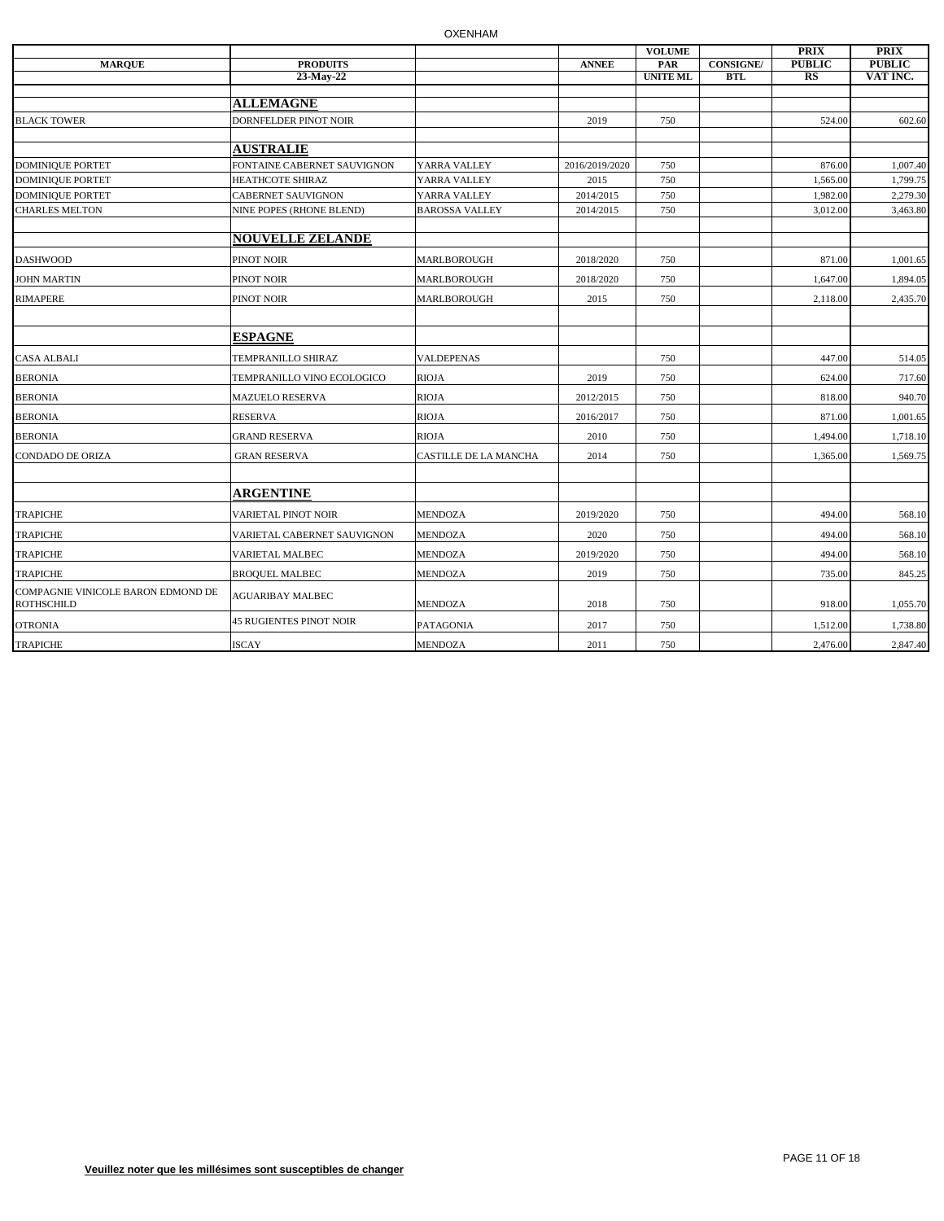| MARQUE | PRODUITS | | ANNEE | VOLUME PAR UNITE ML | CONSIGNE/ BTL | PRIX PUBLIC RS | PRIX PUBLIC VAT INC. |
|---|---|---|---|---|---|---|---|
| | 23-May-22 | | | | | | |
| | **ALLEMAGNE** | | | | | | |
| BLACK TOWER | DORNFELDER PINOT NOIR | | 2019 | 750 | | 524.00 | 602.60 |
| | **AUSTRALIE** | | | | | | |
| DOMINIQUE PORTET | FONTAINE CABERNET SAUVIGNON | YARRA VALLEY | 2016/2019/2020 | 750 | | 876.00 | 1,007.40 |
| DOMINIQUE PORTET | HEATHCOTE SHIRAZ | YARRA VALLEY | 2015 | 750 | | 1,565.00 | 1,799.75 |
| DOMINIQUE PORTET | CABERNET SAUVIGNON | YARRA VALLEY | 2014/2015 | 750 | | 1,982.00 | 2,279.30 |
| CHARLES MELTON | NINE POPES (RHONE BLEND) | BAROSSA VALLEY | 2014/2015 | 750 | | 3,012.00 | 3,463.80 |
| | **NOUVELLE ZELANDE** | | | | | | |
| DASHWOOD | PINOT NOIR | MARLBOROUGH | 2018/2020 | 750 | | 871.00 | 1,001.65 |
| JOHN MARTIN | PINOT NOIR | MARLBOROUGH | 2018/2020 | 750 | | 1,647.00 | 1,894.05 |
| RIMAPERE | PINOT NOIR | MARLBOROUGH | 2015 | 750 | | 2,118.00 | 2,435.70 |
| | **ESPAGNE** | | | | | | |
| CASA ALBALI | TEMPRANILLO SHIRAZ | VALDEPENAS | | 750 | | 447.00 | 514.05 |
| BERONIA | TEMPRANILLO VINO ECOLOGICO | RIOJA | 2019 | 750 | | 624.00 | 717.60 |
| BERONIA | MAZUELO RESERVA | RIOJA | 2012/2015 | 750 | | 818.00 | 940.70 |
| BERONIA | RESERVA | RIOJA | 2016/2017 | 750 | | 871.00 | 1,001.65 |
| BERONIA | GRAND RESERVA | RIOJA | 2010 | 750 | | 1,494.00 | 1,718.10 |
| CONDADO DE ORIZA | GRAN RESERVA | CASTILLE DE LA MANCHA | 2014 | 750 | | 1,365.00 | 1,569.75 |
| | **ARGENTINE** | | | | | | |
| TRAPICHE | VARIETAL PINOT NOIR | MENDOZA | 2019/2020 | 750 | | 494.00 | 568.10 |
| TRAPICHE | VARIETAL CABERNET SAUVIGNON | MENDOZA | 2020 | 750 | | 494.00 | 568.10 |
| TRAPICHE | VARIETAL MALBEC | MENDOZA | 2019/2020 | 750 | | 494.00 | 568.10 |
| TRAPICHE | BROQUEL MALBEC | MENDOZA | 2019 | 750 | | 735.00 | 845.25 |
| COMPAGNIE VINICOLE BARON EDMOND DE ROTHSCHILD | AGUARIBAY MALBEC | MENDOZA | 2018 | 750 | | 918.00 | 1,055.70 |
| OTRONIA | 45 RUGIENTES PINOT NOIR | PATAGONIA | 2017 | 750 | | 1,512.00 | 1,738.80 |
| TRAPICHE | ISCAY | MENDOZA | 2011 | 750 | | 2,476.00 | 2,847.40 |

**Veuillez noter que les millésimes sont susceptibles de changer**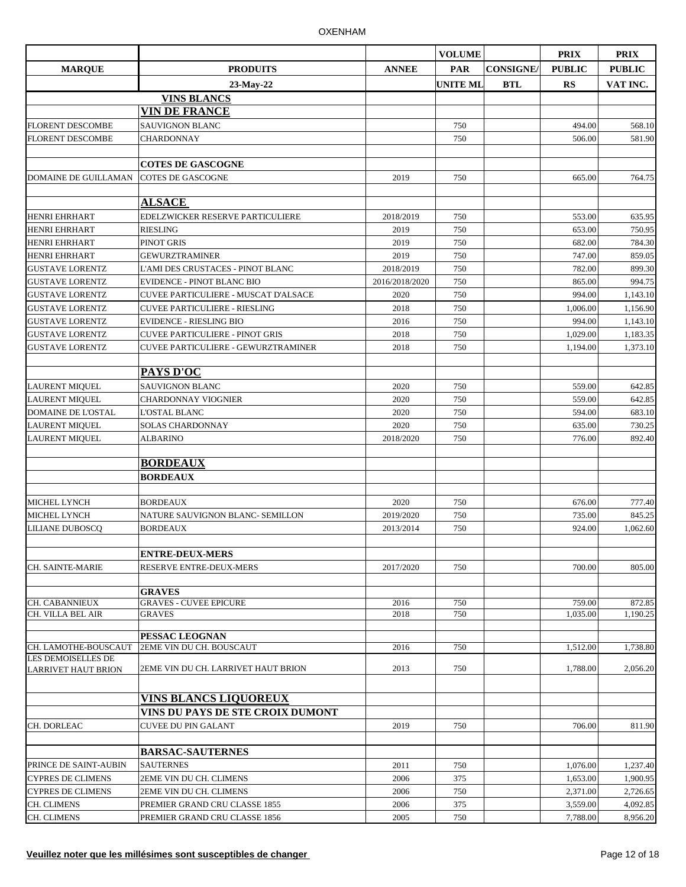| | | | VOLUME | | PRIX | PRIX |
|---|---|---|---|---|---|---|
| MARQUE | PRODUITS | ANNEE | PAR | CONSIGNE/ | PUBLIC | PUBLIC |
| | 23-May-22 | | UNITE ML | BTL | RS | VAT INC. |
| | **VINS BLANCS** | | | | | |
| | **VIN DE FRANCE** | | | | | |
| FLORENT DESCOMBE | SAUVIGNON BLANC | | 750 | | 494.00 | 568.10 |
| FLORENT DESCOMBE | CHARDONNAY | | 750 | | 506.00 | 581.90 |
| | | | | | | |
| | **COTES DE GASCOGNE** | | | | | |
| DOMAINE DE GUILLAMAN | COTES DE GASCOGNE | 2019 | 750 | | 665.00 | 764.75 |
| | | | | | | |
| | **ALSACE** | | | | | |
| HENRI EHRHART | EDELZWICKER RESERVE PARTICULIERE | 2018/2019 | 750 | | 553.00 | 635.95 |
| HENRI EHRHART | RIESLING | 2019 | 750 | | 653.00 | 750.95 |
| HENRI EHRHART | PINOT GRIS | 2019 | 750 | | 682.00 | 784.30 |
| HENRI EHRHART | GEWURZTRAMINER | 2019 | 750 | | 747.00 | 859.05 |
| GUSTAVE LORENTZ | L'AMI DES CRUSTACES - PINOT BLANC | 2018/2019 | 750 | | 782.00 | 899.30 |
| GUSTAVE LORENTZ | EVIDENCE - PINOT BLANC BIO | 2016/2018/2020 | 750 | | 865.00 | 994.75 |
| GUSTAVE LORENTZ | CUVEE PARTICULIERE - MUSCAT D'ALSACE | 2020 | 750 | | 994.00 | 1,143.10 |
| GUSTAVE LORENTZ | CUVEE PARTICULIERE - RIESLING | 2018 | 750 | | 1,006.00 | 1,156.90 |
| GUSTAVE LORENTZ | EVIDENCE - RIESLING BIO | 2016 | 750 | | 994.00 | 1,143.10 |
| GUSTAVE LORENTZ | CUVEE PARTICULIERE - PINOT GRIS | 2018 | 750 | | 1,029.00 | 1,183.35 |
| GUSTAVE LORENTZ | CUVEE PARTICULIERE - GEWURZTRAMINER | 2018 | 750 | | 1,194.00 | 1,373.10 |
| | | | | | | |
| | **PAYS D'OC** | | | | | |
| LAURENT MIQUEL | SAUVIGNON BLANC | 2020 | 750 | | 559.00 | 642.85 |
| LAURENT MIQUEL | CHARDONNAY VIOGNIER | 2020 | 750 | | 559.00 | 642.85 |
| DOMAINE DE L'OSTAL | L'OSTAL BLANC | 2020 | 750 | | 594.00 | 683.10 |
| LAURENT MIQUEL | SOLAS CHARDONNAY | 2020 | 750 | | 635.00 | 730.25 |
| LAURENT MIQUEL | ALBARINO | 2018/2020 | 750 | | 776.00 | 892.40 |
| | | | | | | |
| | **BORDEAUX** | | | | | |
| | **BORDEAUX** | | | | | |
| | | | | | | |
| MICHEL LYNCH | BORDEAUX | 2020 | 750 | | 676.00 | 777.40 |
| MICHEL LYNCH | NATURE SAUVIGNON BLANC- SEMILLON | 2019/2020 | 750 | | 735.00 | 845.25 |
| LILIANE DUBOSCQ | BORDEAUX | 2013/2014 | 750 | | 924.00 | 1,062.60 |
| | | | | | | |
| | **ENTRE-DEUX-MERS** | | | | | |
| CH. SAINTE-MARIE | RESERVE ENTRE-DEUX-MERS | 2017/2020 | 750 | | 700.00 | 805.00 |
| | | | | | | |
| | **GRAVES** | | | | | |
| CH. CABANNIEUX | GRAVES - CUVEE EPICURE | 2016 | 750 | | 759.00 | 872.85 |
| CH. VILLA BEL AIR | GRAVES | 2018 | 750 | | 1,035.00 | 1,190.25 |
| | | | | | | |
| | **PESSAC LEOGNAN** | | | | | |
| CH. LAMOTHE-BOUSCAUT | 2EME VIN DU CH. BOUSCAUT | 2016 | 750 | | 1,512.00 | 1,738.80 |
| LES DEMOISELLES DE LARRIVET HAUT BRION | 2EME VIN DU CH. LARRIVET HAUT BRION | 2013 | 750 | | 1,788.00 | 2,056.20 |
| | | | | | | |
| | **VINS BLANCS LIQUOREUX** | | | | | |
| | **VINS DU PAYS DE STE CROIX DUMONT** | | | | | |
| CH. DORLEAC | CUVEE DU PIN GALANT | 2019 | 750 | | 706.00 | 811.90 |
| | | | | | | |
| | **BARSAC-SAUTERNES** | | | | | |
| PRINCE DE SAINT-AUBIN | SAUTERNES | 2011 | 750 | | 1,076.00 | 1,237.40 |
| CYPRES DE CLIMENS | 2EME VIN DU CH. CLIMENS | 2006 | 375 | | 1,653.00 | 1,900.95 |
| CYPRES DE CLIMENS | 2EME VIN DU CH. CLIMENS | 2006 | 750 | | 2,371.00 | 2,726.65 |
| CH. CLIMENS | PREMIER GRAND CRU CLASSE 1855 | 2006 | 375 | | 3,559.00 | 4,092.85 |
| CH. CLIMENS | PREMIER GRAND CRU CLASSE 1856 | 2005 | 750 | | 7,788.00 | 8,956.20 |

**Veuillez noter que les millésimes sont susceptibles de changer**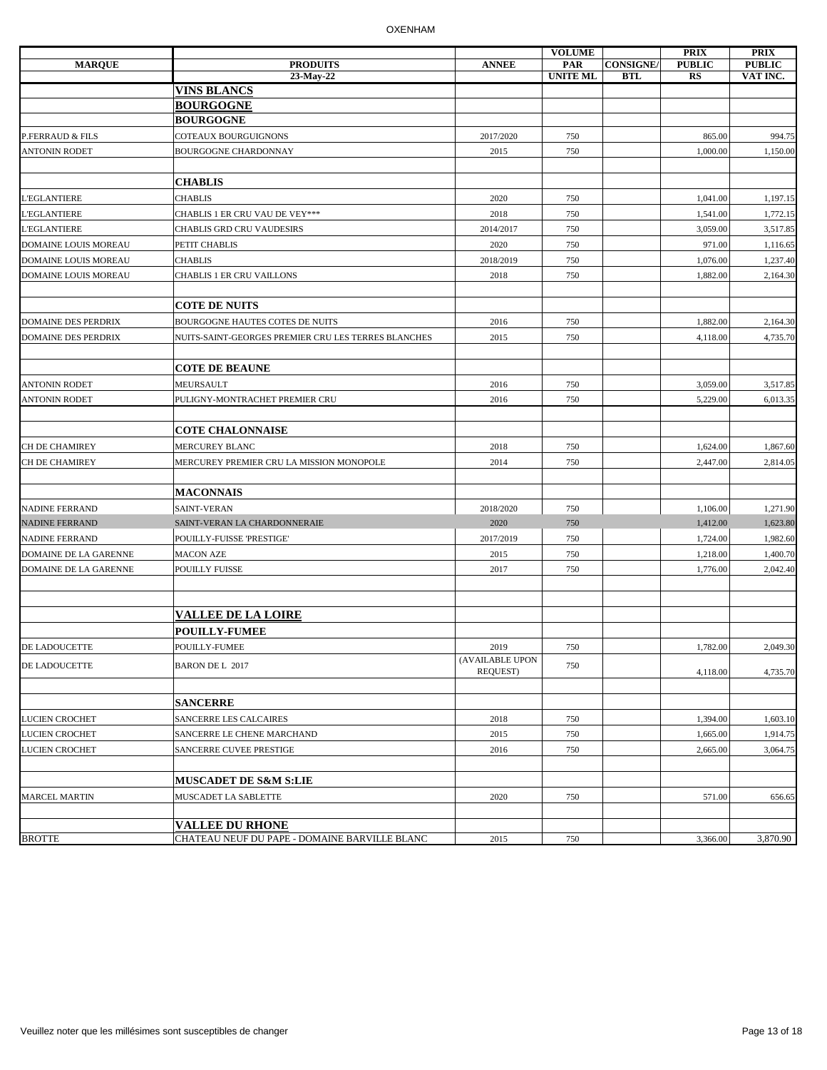| MARQUE | PRODUITS 23-May-22 | ANNEE | VOLUME PAR UNITE ML | CONSIGNE/ BTL | PRIX PUBLIC RS | PRIX PUBLIC VAT INC. |
|---|---|---|---|---|---|---|
| | **VINS BLANCS** | | | | | |
| | **BOURGOGNE** | | | | | |
| | **BOURGOGNE** | | | | | |
| P.FERRAUD & FILS | COTEAUX BOURGUIGNONS | 2017/2020 | 750 | | 865.00 | 994.75 |
| ANTONIN RODET | BOURGOGNE CHARDONNAY | 2015 | 750 | | 1,000.00 | 1,150.00 |
| | | | | | | |
| | **CHABLIS** | | | | | |
| L'EGLANTIERE | CHABLIS | 2020 | 750 | | 1,041.00 | 1,197.15 |
| L'EGLANTIERE | CHABLIS 1 ER CRU VAU DE VEY*** | 2018 | 750 | | 1,541.00 | 1,772.15 |
| L'EGLANTIERE | CHABLIS GRD CRU VAUDESIRS | 2014/2017 | 750 | | 3,059.00 | 3,517.85 |
| DOMAINE LOUIS MOREAU | PETIT CHABLIS | 2020 | 750 | | 971.00 | 1,116.65 |
| DOMAINE LOUIS MOREAU | CHABLIS | 2018/2019 | 750 | | 1,076.00 | 1,237.40 |
| DOMAINE LOUIS MOREAU | CHABLIS 1 ER CRU VAILLONS | 2018 | 750 | | 1,882.00 | 2,164.30 |
| | | | | | | |
| | **COTE DE NUITS** | | | | | |
| DOMAINE DES PERDRIX | BOURGOGNE HAUTES COTES DE NUITS | 2016 | 750 | | 1,882.00 | 2,164.30 |
| DOMAINE DES PERDRIX | NUITS-SAINT-GEORGES PREMIER CRU LES TERRES BLANCHES | 2015 | 750 | | 4,118.00 | 4,735.70 |
| | | | | | | |
| | **COTE DE BEAUNE** | | | | | |
| ANTONIN RODET | MEURSAULT | 2016 | 750 | | 3,059.00 | 3,517.85 |
| ANTONIN RODET | PULIGNY-MONTRACHET PREMIER CRU | 2016 | 750 | | 5,229.00 | 6,013.35 |
| | | | | | | |
| | **COTE CHALONNAISE** | | | | | |
| CH DE CHAMIREY | MERCUREY BLANC | 2018 | 750 | | 1,624.00 | 1,867.60 |
| CH DE CHAMIREY | MERCUREY PREMIER CRU LA MISSION MONOPOLE | 2014 | 750 | | 2,447.00 | 2,814.05 |
| | | | | | | |
| | **MACONNAIS** | | | | | |
| NADINE FERRAND | SAINT-VERAN | 2018/2020 | 750 | | 1,106.00 | 1,271.90 |
| NADINE FERRAND | SAINT-VERAN LA CHARDONNERAIE | 2020 | 750 | | 1,412.00 | 1,623.80 |
| NADINE FERRAND | POUILLY-FUISSE 'PRESTIGE' | 2017/2019 | 750 | | 1,724.00 | 1,982.60 |
| DOMAINE DE LA GARENNE | MACON AZE | 2015 | 750 | | 1,218.00 | 1,400.70 |
| DOMAINE DE LA GARENNE | POUILLY FUISSE | 2017 | 750 | | 1,776.00 | 2,042.40 |
| | | | | | | |
| | | | | | | |
| | **VALLEE DE LA LOIRE** | | | | | |
| | **POUILLY-FUMEE** | | | | | |
| DE LADOUCETTE | POUILLY-FUMEE | 2019 | 750 | | 1,782.00 | 2,049.30 |
| DE LADOUCETTE | BARON DE L 2017 | (AVAILABLE UPON REQUEST) | 750 | | 4,118.00 | 4,735.70 |
| | | | | | | |
| | **SANCERRE** | | | | | |
| LUCIEN CROCHET | SANCERRE LES CALCAIRES | 2018 | 750 | | 1,394.00 | 1,603.10 |
| LUCIEN CROCHET | SANCERRE LE CHENE MARCHAND | 2015 | 750 | | 1,665.00 | 1,914.75 |
| LUCIEN CROCHET | SANCERRE CUVEE PRESTIGE | 2016 | 750 | | 2,665.00 | 3,064.75 |
| | | | | | | |
| | **MUSCADET DE S&M S:LIE** | | | | | |
| MARCEL MARTIN | MUSCADET LA SABLETTE | 2020 | 750 | | 571.00 | 656.65 |
| | | | | | | |
| | **VALLEE DU RHONE** | | | | | |
| BROTTE | CHATEAU NEUF DU PAPE - DOMAINE BARVILLE BLANC | 2015 | 750 | | 3,366.00 | 3,870.90 |

Veuillez noter que les millésimes sont susceptibles de changer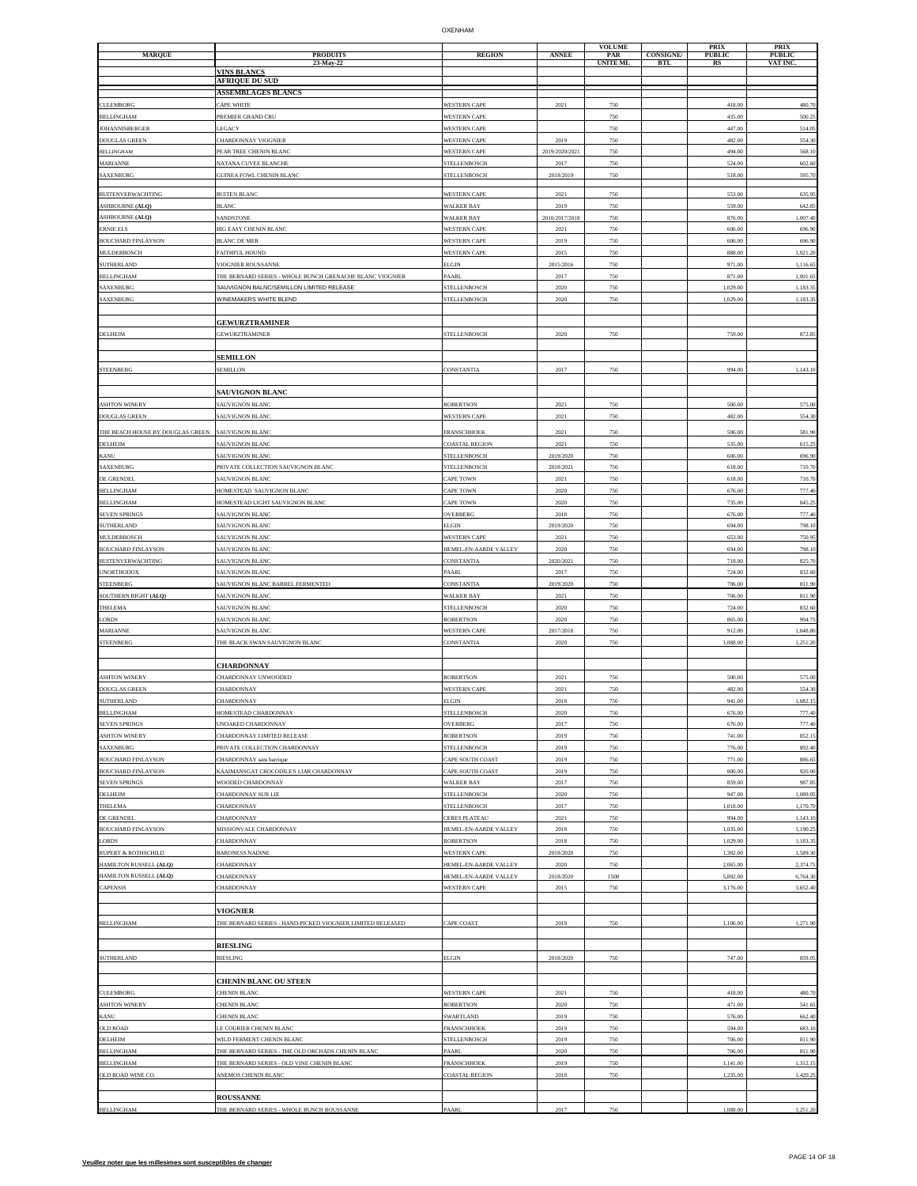| MARQUE | PRODUITS | REGION | ANNEE | VOLUME PAR UNITE ML | CONSIGNE/ BTL | PRIX PUBLIC RS | PRIX PUBLIC VAT INC. |
|---|---|---|---|---|---|---|---|
| | 23-May-22 | | | | | | |
| | **VINS BLANCS** | | | | | | |
| | **AFRIQUE DU SUD** | | | | | | |
| | **ASSEMBLAGES BLANCS** | | | | | | |
| CULEMBORG | CAPE WHITE | WESTERN CAPE | 2021 | 750 | | 418.00 | 480.70 |
| BELLINGHAM | PREMIER GRAND CRU | WESTERN CAPE | | 750 | | 435.00 | 500.25 |
| JOHANNISBERGER | LEGACY | WESTERN CAPE | | 750 | | 447.00 | 514.05 |
| DOUGLAS GREEN | CHARDONNAY VIOGNIER | WESTERN CAPE | 2019 | 750 | | 482.00 | 554.30 |
| BELLINGHAM | PEAR TREE CHENIN BLANC | WESTERN CAPE | 2019/2020/2021 | 750 | | 494.00 | 568.10 |
| MARIANNE | NATANA CUVEE BLANCHE | STELLENBOSCH | 2017 | 750 | | 524.00 | 602.60 |
| SAXENBURG | GUINEA FOWL CHENIN BLANC | STELLENBOSCH | 2018/2019 | 750 | | 518.00 | 595.70 |
| BUITENVERWACHTING | BUITEN BLANC | WESTERN CAPE | 2021 | 750 | | 553.00 | 635.95 |
| ASHBOURNE **(ALQ)** | BLANC | WALKER BAY | 2019 | 750 | | 559.00 | 642.85 |
| ASHBOURNE **(ALQ)** | SANDSTONE | WALKER BAY | 2010/2017/2018 | 750 | | 876.00 | 1,007.40 |
| ERNIE ELS | BIG EASY CHENIN BLANC | WESTERN CAPE | 2021 | 750 | | 606.00 | 696.90 |
| BOUCHARD FINLAYSON | BLANC DE MER | WESTERN CAPE | 2019 | 750 | | 606.00 | 696.90 |
| MULDERBOSCH | FAITHFUL HOUND | WESTERN CAPE | 2015 | 750 | | 888.00 | 1,021.20 |
| SUTHERLAND | VIOGNIER ROUSSANNE | ELGIN | 2015/2016 | 750 | | 971.00 | 1,116.65 |
| BELLINGHAM | THE BERNARD SERIES - WHOLE BUNCH GRENACHE BLANC VIOGNIER | PAARL | 2017 | 750 | | 871.00 | 1,001.65 |
| SAXENBURG | SAUVIGNON BALNC/SEMILLON LIMITED RELEASE | STELLENBOSCH | 2020 | 750 | | 1,029.00 | 1,183.35 |
| SAXENBURG | WINEMAKERS WHITE BLEND | STELLENBOSCH | 2020 | 750 | | 1,029.00 | 1,183.35 |
| | **GEWURZTRAMINER** | | | | | | |
| DELHEIM | GEWURZTRAMINER | STELLENBOSCH | 2020 | 750 | | 759.00 | 872.85 |
| | **SEMILLON** | | | | | | |
| STEENBERG | SEMILLON | CONSTANTIA | 2017 | 750 | | 994.00 | 1,143.10 |
| | **SAUVIGNON BLANC** | | | | | | |
| ASHTON WINERY | SAUVIGNON BLANC | ROBERTSON | 2021 | 750 | | 500.00 | 575.00 |
| DOUGLAS GREEN | SAUVIGNON BLANC | WESTERN CAPE | 2021 | 750 | | 482.00 | 554.30 |
| THE BEACH HOUSE BY DOUGLAS GREEN | SAUVIGNON BLANC | FRANSCHHOEK | 2021 | 750 | | 506.00 | 581.90 |
| DELHEIM | SAUVIGNON BLANC | COASTAL REGION | 2021 | 750 | | 535.00 | 615.25 |
| KANU | SAUVIGNON BLANC | STELLENBOSCH | 2019/2020 | 750 | | 606.00 | 696.90 |
| SAXENBURG | PRIVATE COLLECTION SAUVIGNON BLANC | STELLENBOSCH | 2018/2021 | 750 | | 618.00 | 710.70 |
| DE GRENDEL | SAUVIGNON BLANC | CAPE TOWN | 2021 | 750 | | 618.00 | 710.70 |
| BELLINGHAM | HOMESTEAD SAUVIGNON BLANC | CAPE TOWN | 2020 | 750 | | 676.00 | 777.40 |
| BELLINGHAM | HOMESTEAD LIGHT SAUVIGNON BLANC | CAPE TOWN | 2020 | 750 | | 735.00 | 845.25 |
| SEVEN SPRINGS | SAUVIGNON BLANC | OVERBERG | 2018 | 750 | | 676.00 | 777.40 |
| SUTHERLAND | SAUVIGNON BLANC | ELGIN | 2019/2020 | 750 | | 694.00 | 798.10 |
| MULDERBOSCH | SAUVIGNON BLANC | WESTERN CAPE | 2021 | 750 | | 653.00 | 750.95 |
| BOUCHARD FINLAYSON | SAUVIGNON BLANC | HEMEL-EN-AARDE VALLEY | 2020 | 750 | | 694.00 | 798.10 |
| BUITENVERWACHTING | SAUVIGNON BLANC | CONSTANTIA | 2020/2021 | 750 | | 718.00 | 825.70 |
| UNORTHODOX | SAUVIGNON BLANC | PAARL | 2017 | 750 | | 724.00 | 832.60 |
| STEENBERG | SAUVIGNON BLANC BARREL FERMENTED | CONSTANTIA | 2019/2020 | 750 | | 706.00 | 811.90 |
| SOUTHERN RIGHT **(ALQ)** | SAUVIGNON BLANC | WALKER BAY | 2021 | 750 | | 706.00 | 811.90 |
| THELEMA | SAUVIGNON BLANC | STELLENBOSCH | 2020 | 750 | | 724.00 | 832.60 |
| LORDS | SAUVIGNON BLANC | ROBERTSON | 2020 | 750 | | 865.00 | 994.75 |
| MARIANNE | SAUVIGNON BLANC | WESTERN CAPE | 2017/2018 | 750 | | 912.00 | 1,048.80 |
| STEENBERG | THE BLACK SWAN SAUVIGNON BLANC | CONSTANTIA | 2020 | 750 | | 1,088.00 | 1,251.20 |
| | **CHARDONNAY** | | | | | | |
| ASHTON WINERY | CHARDONNAY UNWOODED | ROBERTSON | 2021 | 750 | | 500.00 | 575.00 |
| DOUGLAS GREEN | CHARDONNAY | WESTERN CAPE | 2021 | 750 | | 482.00 | 554.30 |
| SUTHERLAND | CHARDONNAY | ELGIN | 2018 | 750 | | 941.00 | 1,082.15 |
| BELLINGHAM | HOMESTEAD CHARDONNAY | STELLENBOSCH | 2020 | 750 | | 676.00 | 777.40 |
| SEVEN SPRINGS | UNOAKED CHARDONNAY | OVERBERG | 2017 | 750 | | 676.00 | 777.40 |
| ASHTON WINERY | CHARDONNAY LIMITED RELEASE | ROBERTSON | 2019 | 750 | | 741.00 | 852.15 |
| SAXENBURG | PRIVATE COLLECTION CHARDONNAY | STELLENBOSCH | 2019 | 750 | | 776.00 | 892.40 |
| BOUCHARD FINLAYSON | CHARDONNAY sans barrique | CAPE SOUTH COAST | 2019 | 750 | | 771.00 | 886.65 |
| BOUCHARD FINLAYSON | KAAIMANSGAT CROCODILE'S LIAR CHARDONNAY | CAPE SOUTH COAST | 2019 | 750 | | 800.00 | 920.00 |
| SEVEN SPRINGS | WOODED CHARDONNAY | WALKER BAY | 2017 | 750 | | 859.00 | 987.85 |
| DELHEIM | CHARDONNAY SUR LIE | STELLENBOSCH | 2020 | 750 | | 947.00 | 1,089.05 |
| THELEMA | CHARDONNAY | STELLENBOSCH | 2017 | 750 | | 1,018.00 | 1,170.70 |
| DE GRENDEL | CHARDONNAY | CERES PLATEAU | 2021 | 750 | | 994.00 | 1,143.10 |
| BOUCHARD FINLAYSON | MISSIONVALE CHARDONNAY | HEMEL-EN-AARDE VALLEY | 2018 | 750 | | 1,035.00 | 1,190.25 |
| LORDS | CHARDONNAY | ROBERTSON | 2018 | 750 | | 1,029.00 | 1,183.35 |
| RUPERT & ROTHSCHILD | BARONESS NADINE | WESTERN CAPE | 2018/2020 | 750 | | 1,382.00 | 1,589.30 |
| HAMILTON RUSSELL **(ALQ)** | CHARDONNAY | HEMEL-EN-AARDE VALLEY | 2020 | 750 | | 2,065.00 | 2,374.75 |
| HAMILTON RUSSELL **(ALQ)** | CHARDONNAY | HEMEL-EN-AARDE VALLEY | 2018/2020 | 1500 | | 5,882.00 | 6,764.30 |
| CAPENSIS | CHARDONNAY | WESTERN CAPE | 2015 | 750 | | 3,176.00 | 3,652.40 |
| | **VIOGNIER** | | | | | | |
| BELLINGHAM | THE BERNARD SERIES - HAND-PICKED VIOGNIER LIMITED RELEASED | CAPE COAST | 2019 | 750 | | 1,106.00 | 1,271.90 |
| | **RIESLING** | | | | | | |
| SUTHERLAND | RIESLING | ELGIN | 2018/2020 | 750 | | 747.00 | 859.05 |
| | **CHENIN BLANC OU STEEN** | | | | | | |
| CULEMBORG | CHENIN BLANC | WESTERN CAPE | 2021 | 750 | | 418.00 | 480.70 |
| ASHTON WINERY | CHENIN BLANC | ROBERTSON | 2020 | 750 | | 471.00 | 541.65 |
| KANU | CHENIN BLANC | SWARTLAND | 2019 | 750 | | 576.00 | 662.40 |
| OLD ROAD | LE COURIER CHENIN BLANC | FRANSCHHOEK | 2019 | 750 | | 594.00 | 683.10 |
| DELHEIM | WILD FERMENT CHENIN BLANC | STELLENBOSCH | 2019 | 750 | | 706.00 | 811.90 |
| BELLINGHAM | THE BERNARD SERIES - THE OLD ORCHADS CHENIN BLANC | PAARL | 2020 | 750 | | 706.00 | 811.90 |
| BELLINGHAM | THE BERNARD SERIES - OLD VINE CHENIN BLANC | FRANSCHHOEK | 2019 | 750 | | 1,141.00 | 1,312.15 |
| OLD ROAD WINE CO. | ANEMOS CHENIN BLANC | COASTAL REGION | 2018 | 750 | | 1,235.00 | 1,420.25 |
| | **ROUSSANNE** | | | | | | |
| BELLINGHAM | THE BERNARD SERIES - WHOLE BUNCH ROUSSANNE | PAARL | 2017 | 750 | | 1,088.00 | 1,251.20 |

**Veuillez noter que les millesimes sont susceptibles de changer**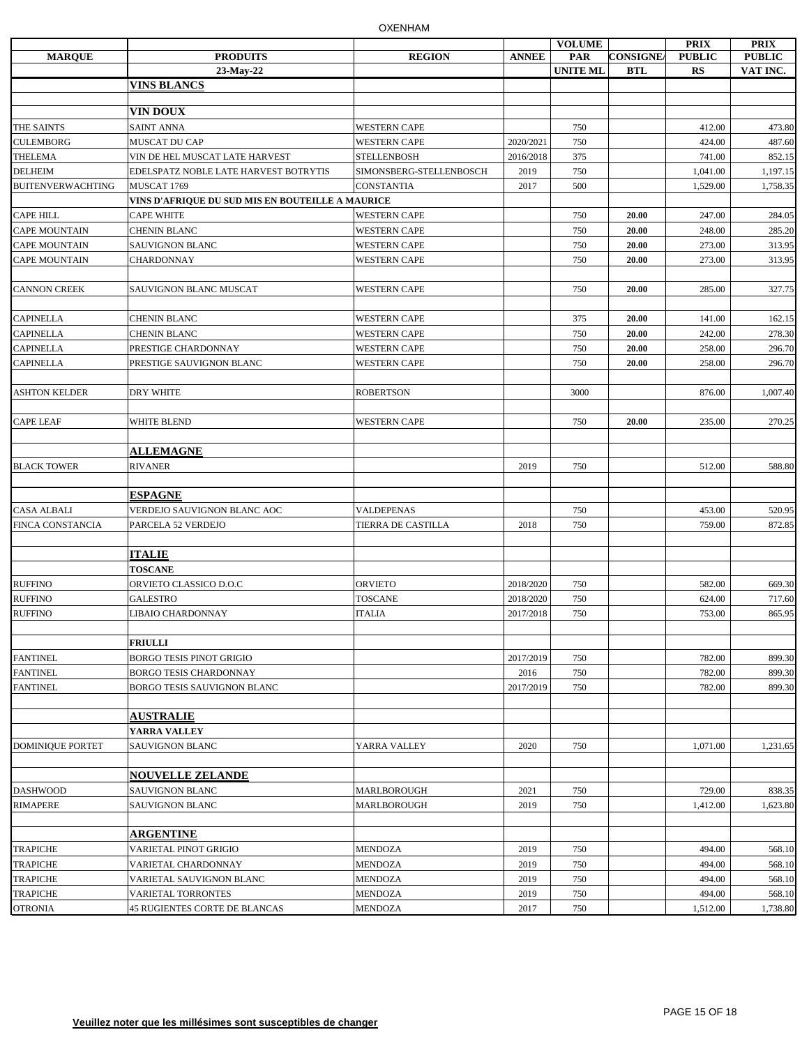| MARQUE | PRODUITS | REGION | ANNEE | VOLUME PAR UNITE ML | CONSIGNE/ BTL | PRIX PUBLIC RS | PRIX PUBLIC VAT INC. |
|---|---|---|---|---|---|---|---|
| | 23-May-22 | | | | | | |
| | **VINS BLANCS** | | | | | | |
| | | | | | | | |
| | **VIN DOUX** | | | | | | |
| THE SAINTS | SAINT ANNA | WESTERN CAPE | | 750 | | 412.00 | 473.80 |
| CULEMBORG | MUSCAT DU CAP | WESTERN CAPE | 2020/2021 | 750 | | 424.00 | 487.60 |
| THELEMA | VIN DE HEL MUSCAT LATE HARVEST | STELLENBOSH | 2016/2018 | 375 | | 741.00 | 852.15 |
| DELHEIM | EDELSPATZ NOBLE LATE HARVEST BOTRYTIS | SIMONSBERG-STELLENBOSCH | 2019 | 750 | | 1,041.00 | 1,197.15 |
| BUITENVERWACHTING | MUSCAT 1769 | CONSTANTIA | 2017 | 500 | | 1,529.00 | 1,758.35 |
| | **VINS D'AFRIQUE DU SUD MIS EN BOUTEILLE A MAURICE** | | | | | | |
| CAPE HILL | CAPE WHITE | WESTERN CAPE | | 750 | **20.00** | 247.00 | 284.05 |
| CAPE MOUNTAIN | CHENIN BLANC | WESTERN CAPE | | 750 | **20.00** | 248.00 | 285.20 |
| CAPE MOUNTAIN | SAUVIGNON BLANC | WESTERN CAPE | | 750 | **20.00** | 273.00 | 313.95 |
| CAPE MOUNTAIN | CHARDONNAY | WESTERN CAPE | | 750 | **20.00** | 273.00 | 313.95 |
| | | | | | | | |
| CANNON CREEK | SAUVIGNON BLANC MUSCAT | WESTERN CAPE | | 750 | **20.00** | 285.00 | 327.75 |
| | | | | | | | |
| CAPINELLA | CHENIN BLANC | WESTERN CAPE | | 375 | **20.00** | 141.00 | 162.15 |
| CAPINELLA | CHENIN BLANC | WESTERN CAPE | | 750 | **20.00** | 242.00 | 278.30 |
| CAPINELLA | PRESTIGE CHARDONNAY | WESTERN CAPE | | 750 | **20.00** | 258.00 | 296.70 |
| CAPINELLA | PRESTIGE SAUVIGNON BLANC | WESTERN CAPE | | 750 | **20.00** | 258.00 | 296.70 |
| | | | | | | | |
| ASHTON KELDER | DRY WHITE | ROBERTSON | | 3000 | | 876.00 | 1,007.40 |
| | | | | | | | |
| CAPE LEAF | WHITE BLEND | WESTERN CAPE | | 750 | **20.00** | 235.00 | 270.25 |
| | | | | | | | |
| | **ALLEMAGNE** | | | | | | |
| BLACK TOWER | RIVANER | | 2019 | 750 | | 512.00 | 588.80 |
| | | | | | | | |
| | **ESPAGNE** | | | | | | |
| CASA ALBALI | VERDEJO SAUVIGNON BLANC AOC | VALDEPENAS | | 750 | | 453.00 | 520.95 |
| FINCA CONSTANCIA | PARCELA 52 VERDEJO | TIERRA DE CASTILLA | 2018 | 750 | | 759.00 | 872.85 |
| | | | | | | | |
| | **ITALIE** | | | | | | |
| | **TOSCANE** | | | | | | |
| RUFFINO | ORVIETO CLASSICO D.O.C | ORVIETO | 2018/2020 | 750 | | 582.00 | 669.30 |
| RUFFINO | GALESTRO | TOSCANE | 2018/2020 | 750 | | 624.00 | 717.60 |
| RUFFINO | LIBAIO CHARDONNAY | ITALIA | 2017/2018 | 750 | | 753.00 | 865.95 |
| | | | | | | | |
| | **FRIULLI** | | | | | | |
| FANTINEL | BORGO TESIS PINOT GRIGIO | | 2017/2019 | 750 | | 782.00 | 899.30 |
| FANTINEL | BORGO TESIS CHARDONNAY | | 2016 | 750 | | 782.00 | 899.30 |
| FANTINEL | BORGO TESIS SAUVIGNON BLANC | | 2017/2019 | 750 | | 782.00 | 899.30 |
| | | | | | | | |
| | **AUSTRALIE** | | | | | | |
| | **YARRA VALLEY** | | | | | | |
| DOMINIQUE PORTET | SAUVIGNON BLANC | YARRA VALLEY | 2020 | 750 | | 1,071.00 | 1,231.65 |
| | | | | | | | |
| | **NOUVELLE ZELANDE** | | | | | | |
| DASHWOOD | SAUVIGNON BLANC | MARLBOROUGH | 2021 | 750 | | 729.00 | 838.35 |
| RIMAPERE | SAUVIGNON BLANC | MARLBOROUGH | 2019 | 750 | | 1,412.00 | 1,623.80 |
| | | | | | | | |
| | **ARGENTINE** | | | | | | |
| TRAPICHE | VARIETAL PINOT GRIGIO | MENDOZA | 2019 | 750 | | 494.00 | 568.10 |
| TRAPICHE | VARIETAL CHARDONNAY | MENDOZA | 2019 | 750 | | 494.00 | 568.10 |
| TRAPICHE | VARIETAL SAUVIGNON BLANC | MENDOZA | 2019 | 750 | | 494.00 | 568.10 |
| TRAPICHE | VARIETAL TORRONTES | MENDOZA | 2019 | 750 | | 494.00 | 568.10 |
| OTRONIA | 45 RUGIENTES CORTE DE BLANCAS | MENDOZA | 2017 | 750 | | 1,512.00 | 1,738.80 |

**Veuillez noter que les millésimes sont susceptibles de changer**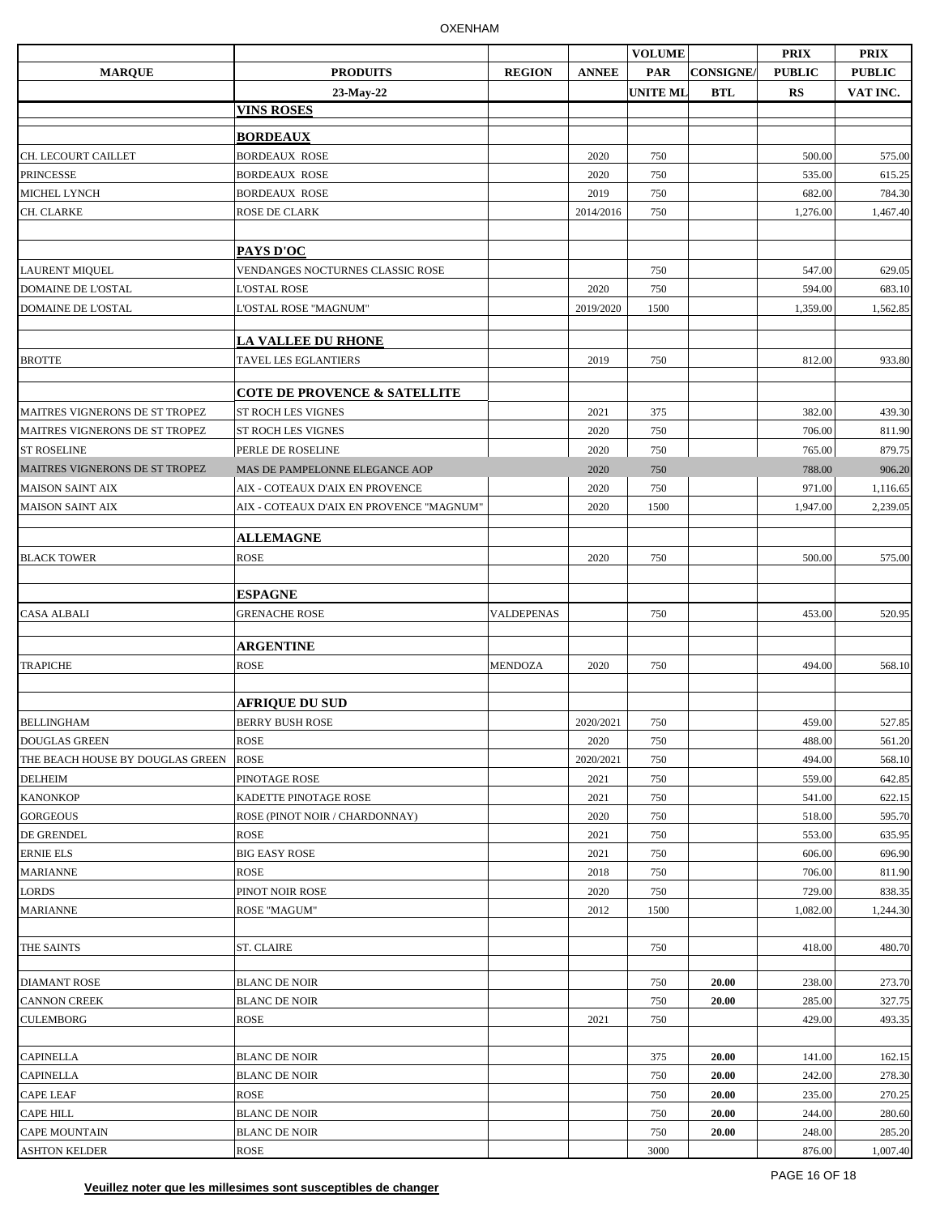| MARQUE | PRODUITS | REGION | ANNEE | VOLUME PAR UNITE ML | CONSIGNE/ BTL | PRIX PUBLIC RS | PRIX PUBLIC VAT INC. |
|---|---|---|---|---|---|---|---|
| | 23-May-22 | | | | | | |
| | **VINS ROSES** | | | | | | |
| | | | | | | | |
| | **BORDEAUX** | | | | | | |
| CH. LECOURT CAILLET | BORDEAUX ROSE | | 2020 | 750 | | 500.00 | 575.00 |
| PRINCESSE | BORDEAUX ROSE | | 2020 | 750 | | 535.00 | 615.25 |
| MICHEL LYNCH | BORDEAUX ROSE | | 2019 | 750 | | 682.00 | 784.30 |
| CH. CLARKE | ROSE DE CLARK | | 2014/2016 | 750 | | 1,276.00 | 1,467.40 |
| | | | | | | | |
| | **PAYS D'OC** | | | | | | |
| LAURENT MIQUEL | VENDANGES NOCTURNES CLASSIC ROSE | | | 750 | | 547.00 | 629.05 |
| DOMAINE DE L'OSTAL | L'OSTAL ROSE | | 2020 | 750 | | 594.00 | 683.10 |
| DOMAINE DE L'OSTAL | L'OSTAL ROSE "MAGNUM" | | 2019/2020 | 1500 | | 1,359.00 | 1,562.85 |
| | | | | | | | |
| | **LA VALLEE DU RHONE** | | | | | | |
| BROTTE | TAVEL LES EGLANTIERS | | 2019 | 750 | | 812.00 | 933.80 |
| | | | | | | | |
| | **COTE DE PROVENCE & SATELLITE** | | | | | | |
| MAITRES VIGNERONS DE ST TROPEZ | ST ROCH LES VIGNES | | 2021 | 375 | | 382.00 | 439.30 |
| MAITRES VIGNERONS DE ST TROPEZ | ST ROCH LES VIGNES | | 2020 | 750 | | 706.00 | 811.90 |
| ST ROSELINE | PERLE DE ROSELINE | | 2020 | 750 | | 765.00 | 879.75 |
| MAITRES VIGNERONS DE ST TROPEZ | MAS DE PAMPELONNE ELEGANCE AOP | | 2020 | 750 | | 788.00 | 906.20 |
| MAISON SAINT AIX | AIX - COTEAUX D'AIX EN PROVENCE | | 2020 | 750 | | 971.00 | 1,116.65 |
| MAISON SAINT AIX | AIX - COTEAUX D'AIX EN PROVENCE "MAGNUM" | | 2020 | 1500 | | 1,947.00 | 2,239.05 |
| | | | | | | | |
| | **ALLEMAGNE** | | | | | | |
| BLACK TOWER | ROSE | | 2020 | 750 | | 500.00 | 575.00 |
| | | | | | | | |
| | **ESPAGNE** | | | | | | |
| CASA ALBALI | GRENACHE ROSE | VALDEPENAS | | 750 | | 453.00 | 520.95 |
| | | | | | | | |
| | **ARGENTINE** | | | | | | |
| TRAPICHE | ROSE | MENDOZA | 2020 | 750 | | 494.00 | 568.10 |
| | | | | | | | |
| | **AFRIQUE DU SUD** | | | | | | |
| BELLINGHAM | BERRY BUSH ROSE | | 2020/2021 | 750 | | 459.00 | 527.85 |
| DOUGLAS GREEN | ROSE | | 2020 | 750 | | 488.00 | 561.20 |
| THE BEACH HOUSE BY DOUGLAS GREEN | ROSE | | 2020/2021 | 750 | | 494.00 | 568.10 |
| DELHEIM | PINOTAGE ROSE | | 2021 | 750 | | 559.00 | 642.85 |
| KANONKOP | KADETTE PINOTAGE ROSE | | 2021 | 750 | | 541.00 | 622.15 |
| GORGEOUS | ROSE (PINOT NOIR / CHARDONNAY) | | 2020 | 750 | | 518.00 | 595.70 |
| DE GRENDEL | ROSE | | 2021 | 750 | | 553.00 | 635.95 |
| ERNIE ELS | BIG EASY ROSE | | 2021 | 750 | | 606.00 | 696.90 |
| MARIANNE | ROSE | | 2018 | 750 | | 706.00 | 811.90 |
| LORDS | PINOT NOIR ROSE | | 2020 | 750 | | 729.00 | 838.35 |
| MARIANNE | ROSE "MAGUM" | | 2012 | 1500 | | 1,082.00 | 1,244.30 |
| | | | | | | | |
| THE SAINTS | ST. CLAIRE | | | 750 | | 418.00 | 480.70 |
| | | | | | | | |
| DIAMANT ROSE | BLANC DE NOIR | | | 750 | **20.00** | 238.00 | 273.70 |
| CANNON CREEK | BLANC DE NOIR | | | 750 | **20.00** | 285.00 | 327.75 |
| CULEMBORG | ROSE | | 2021 | 750 | | 429.00 | 493.35 |
| | | | | | | | |
| CAPINELLA | BLANC DE NOIR | | | 375 | **20.00** | 141.00 | 162.15 |
| CAPINELLA | BLANC DE NOIR | | | 750 | **20.00** | 242.00 | 278.30 |
| CAPE LEAF | ROSE | | | 750 | **20.00** | 235.00 | 270.25 |
| CAPE HILL | BLANC DE NOIR | | | 750 | **20.00** | 244.00 | 280.60 |
| CAPE MOUNTAIN | BLANC DE NOIR | | | 750 | **20.00** | 248.00 | 285.20 |
| ASHTON KELDER | ROSE | | | 3000 | | 876.00 | 1,007.40 |

**Veuillez noter que les millesimes sont susceptibles de changer**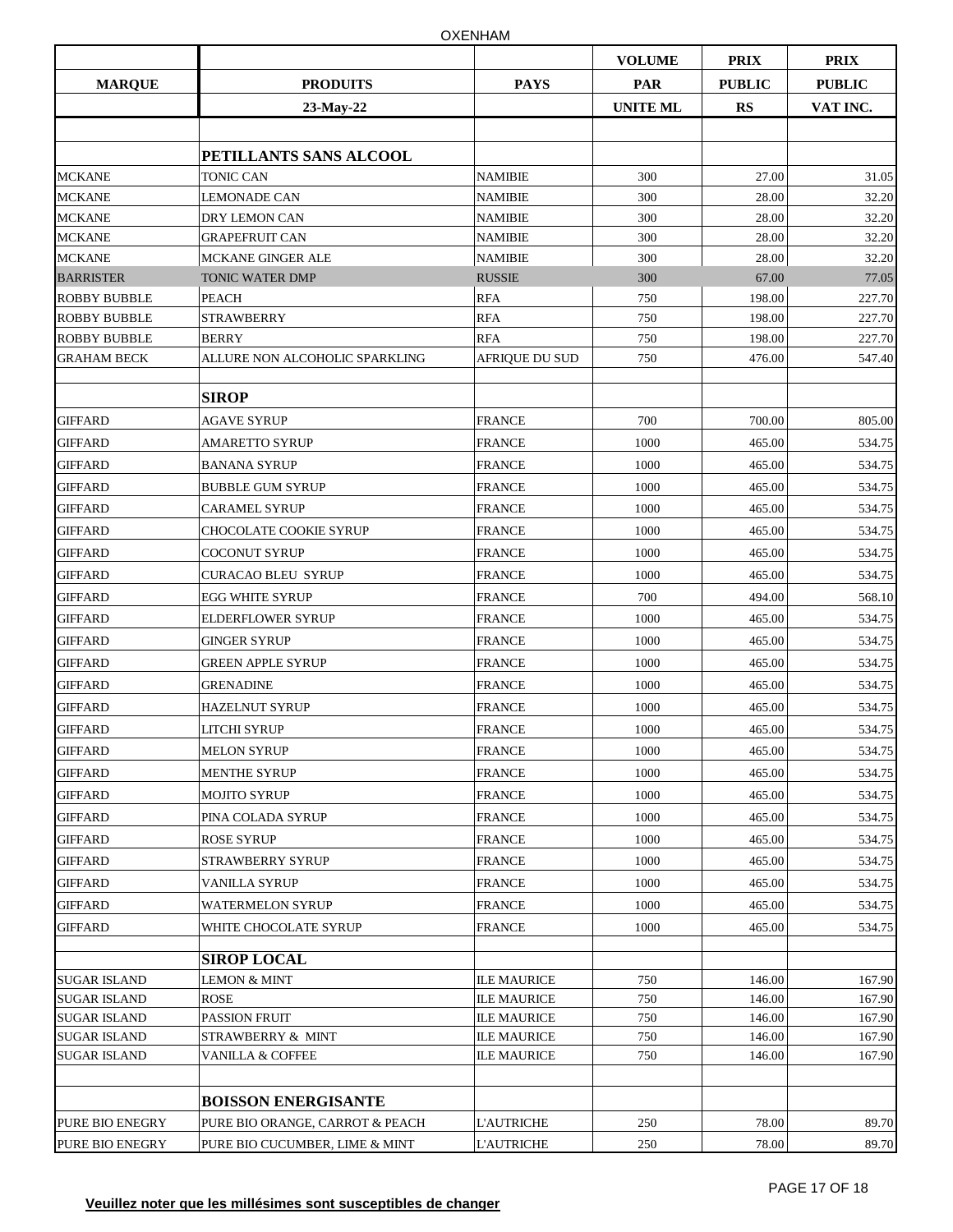| MARQUE | PRODUITS | PAYS | VOLUME PAR UNITE ML | PRIX PUBLIC RS | PRIX PUBLIC VAT INC. |
|---|---|---|---|---|---|
| | 23-May-22 | | | | |
| | **PETILLANTS SANS ALCOOL** | | | | |
| MCKANE | TONIC CAN | NAMIBIE | 300 | 27.00 | 31.05 |
| MCKANE | LEMONADE CAN | NAMIBIE | 300 | 28.00 | 32.20 |
| MCKANE | DRY LEMON CAN | NAMIBIE | 300 | 28.00 | 32.20 |
| MCKANE | GRAPEFRUIT CAN | NAMIBIE | 300 | 28.00 | 32.20 |
| MCKANE | MCKANE GINGER ALE | NAMIBIE | 300 | 28.00 | 32.20 |
| BARRISTER | TONIC WATER DMP | RUSSIE | 300 | 67.00 | 77.05 |
| ROBBY BUBBLE | PEACH | RFA | 750 | 198.00 | 227.70 |
| ROBBY BUBBLE | STRAWBERRY | RFA | 750 | 198.00 | 227.70 |
| ROBBY BUBBLE | BERRY | RFA | 750 | 198.00 | 227.70 |
| GRAHAM BECK | ALLURE NON ALCOHOLIC SPARKLING | AFRIQUE DU SUD | 750 | 476.00 | 547.40 |
| | **SIROP** | | | | |
| GIFFARD | AGAVE SYRUP | FRANCE | 700 | 700.00 | 805.00 |
| GIFFARD | AMARETTO SYRUP | FRANCE | 1000 | 465.00 | 534.75 |
| GIFFARD | BANANA SYRUP | FRANCE | 1000 | 465.00 | 534.75 |
| GIFFARD | BUBBLE GUM SYRUP | FRANCE | 1000 | 465.00 | 534.75 |
| GIFFARD | CARAMEL SYRUP | FRANCE | 1000 | 465.00 | 534.75 |
| GIFFARD | CHOCOLATE COOKIE SYRUP | FRANCE | 1000 | 465.00 | 534.75 |
| GIFFARD | COCONUT SYRUP | FRANCE | 1000 | 465.00 | 534.75 |
| GIFFARD | CURACAO BLEU SYRUP | FRANCE | 1000 | 465.00 | 534.75 |
| GIFFARD | EGG WHITE SYRUP | FRANCE | 700 | 494.00 | 568.10 |
| GIFFARD | ELDERFLOWER SYRUP | FRANCE | 1000 | 465.00 | 534.75 |
| GIFFARD | GINGER SYRUP | FRANCE | 1000 | 465.00 | 534.75 |
| GIFFARD | GREEN APPLE SYRUP | FRANCE | 1000 | 465.00 | 534.75 |
| GIFFARD | GRENADINE | FRANCE | 1000 | 465.00 | 534.75 |
| GIFFARD | HAZELNUT SYRUP | FRANCE | 1000 | 465.00 | 534.75 |
| GIFFARD | LITCHI SYRUP | FRANCE | 1000 | 465.00 | 534.75 |
| GIFFARD | MELON SYRUP | FRANCE | 1000 | 465.00 | 534.75 |
| GIFFARD | MENTHE SYRUP | FRANCE | 1000 | 465.00 | 534.75 |
| GIFFARD | MOJITO SYRUP | FRANCE | 1000 | 465.00 | 534.75 |
| GIFFARD | PINA COLADA SYRUP | FRANCE | 1000 | 465.00 | 534.75 |
| GIFFARD | ROSE SYRUP | FRANCE | 1000 | 465.00 | 534.75 |
| GIFFARD | STRAWBERRY SYRUP | FRANCE | 1000 | 465.00 | 534.75 |
| GIFFARD | VANILLA SYRUP | FRANCE | 1000 | 465.00 | 534.75 |
| GIFFARD | WATERMELON SYRUP | FRANCE | 1000 | 465.00 | 534.75 |
| GIFFARD | WHITE CHOCOLATE SYRUP | FRANCE | 1000 | 465.00 | 534.75 |
| | **SIROP LOCAL** | | | | |
| SUGAR ISLAND | LEMON & MINT | ILE MAURICE | 750 | 146.00 | 167.90 |
| SUGAR ISLAND | ROSE | ILE MAURICE | 750 | 146.00 | 167.90 |
| SUGAR ISLAND | PASSION FRUIT | ILE MAURICE | 750 | 146.00 | 167.90 |
| SUGAR ISLAND | STRAWBERRY & MINT | ILE MAURICE | 750 | 146.00 | 167.90 |
| SUGAR ISLAND | VANILLA & COFFEE | ILE MAURICE | 750 | 146.00 | 167.90 |
| | **BOISSON ENERGISANTE** | | | | |
| PURE BIO ENEGRY | PURE BIO ORANGE, CARROT & PEACH | L'AUTRICHE | 250 | 78.00 | 89.70 |
| PURE BIO ENEGRY | PURE BIO CUCUMBER, LIME & MINT | L'AUTRICHE | 250 | 78.00 | 89.70 |

**Veuillez noter que les millésimes sont susceptibles de changer**